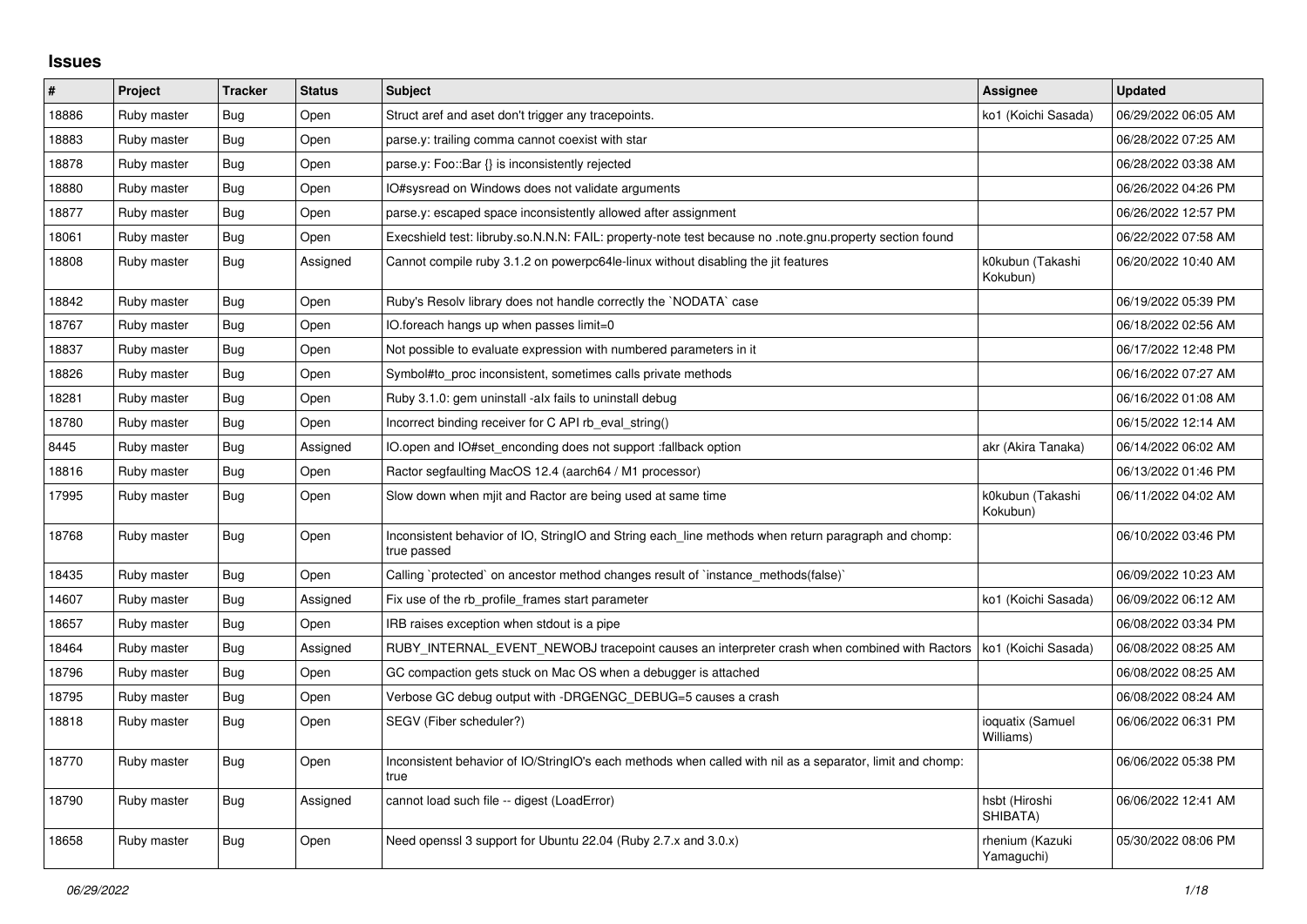# Issues

| # | Project | Tracker | Status | Subject | Assignee | Updated |
|---|---|---|---|---|---|---|
| 18886 | Ruby master | Bug | Open | Struct aref and aset don't trigger any tracepoints. | ko1 (Koichi Sasada) | 06/29/2022 06:05 AM |
| 18883 | Ruby master | Bug | Open | parse.y: trailing comma cannot coexist with star | | 06/28/2022 07:25 AM |
| 18878 | Ruby master | Bug | Open | parse.y: Foo::Bar {} is inconsistently rejected | | 06/28/2022 03:38 AM |
| 18880 | Ruby master | Bug | Open | IO#sysread on Windows does not validate arguments | | 06/26/2022 04:26 PM |
| 18877 | Ruby master | Bug | Open | parse.y: escaped space inconsistently allowed after assignment | | 06/26/2022 12:57 PM |
| 18061 | Ruby master | Bug | Open | Execshield test: libruby.so.N.N.N: FAIL: property-note test because no .note.gnu.property section found | | 06/22/2022 07:58 AM |
| 18808 | Ruby master | Bug | Assigned | Cannot compile ruby 3.1.2 on powerpc64le-linux without disabling the jit features | k0kubun (Takashi Kokubun) | 06/20/2022 10:40 AM |
| 18842 | Ruby master | Bug | Open | Ruby's Resolv library does not handle correctly the `NODATA` case | | 06/19/2022 05:39 PM |
| 18767 | Ruby master | Bug | Open | IO.foreach hangs up when passes limit=0 | | 06/18/2022 02:56 AM |
| 18837 | Ruby master | Bug | Open | Not possible to evaluate expression with numbered parameters in it | | 06/17/2022 12:48 PM |
| 18826 | Ruby master | Bug | Open | Symbol#to_proc inconsistent, sometimes calls private methods | | 06/16/2022 07:27 AM |
| 18281 | Ruby master | Bug | Open | Ruby 3.1.0: gem uninstall -alx fails to uninstall debug | | 06/16/2022 01:08 AM |
| 18780 | Ruby master | Bug | Open | Incorrect binding receiver for C API rb_eval_string() | | 06/15/2022 12:14 AM |
| 8445 | Ruby master | Bug | Assigned | IO.open and IO#set_enconding does not support :fallback option | akr (Akira Tanaka) | 06/14/2022 06:02 AM |
| 18816 | Ruby master | Bug | Open | Ractor segfaulting MacOS 12.4 (aarch64 / M1 processor) | | 06/13/2022 01:46 PM |
| 17995 | Ruby master | Bug | Open | Slow down when mjit and Ractor are being used at same time | k0kubun (Takashi Kokubun) | 06/11/2022 04:02 AM |
| 18768 | Ruby master | Bug | Open | Inconsistent behavior of IO, StringIO and String each_line methods when return paragraph and chomp: true passed | | 06/10/2022 03:46 PM |
| 18435 | Ruby master | Bug | Open | Calling `protected` on ancestor method changes result of `instance_methods(false)` | | 06/09/2022 10:23 AM |
| 14607 | Ruby master | Bug | Assigned | Fix use of the rb_profile_frames start parameter | ko1 (Koichi Sasada) | 06/09/2022 06:12 AM |
| 18657 | Ruby master | Bug | Open | IRB raises exception when stdout is a pipe | | 06/08/2022 03:34 PM |
| 18464 | Ruby master | Bug | Assigned | RUBY_INTERNAL_EVENT_NEWOBJ tracepoint causes an interpreter crash when combined with Ractors | ko1 (Koichi Sasada) | 06/08/2022 08:25 AM |
| 18796 | Ruby master | Bug | Open | GC compaction gets stuck on Mac OS when a debugger is attached | | 06/08/2022 08:25 AM |
| 18795 | Ruby master | Bug | Open | Verbose GC debug output with -DRGENGC_DEBUG=5 causes a crash | | 06/08/2022 08:24 AM |
| 18818 | Ruby master | Bug | Open | SEGV (Fiber scheduler?) | ioquatix (Samuel Williams) | 06/06/2022 06:31 PM |
| 18770 | Ruby master | Bug | Open | Inconsistent behavior of IO/StringIO's each methods when called with nil as a separator, limit and chomp: true | | 06/06/2022 05:38 PM |
| 18790 | Ruby master | Bug | Assigned | cannot load such file -- digest (LoadError) | hsbt (Hiroshi SHIBATA) | 06/06/2022 12:41 AM |
| 18658 | Ruby master | Bug | Open | Need openssl 3 support for Ubuntu 22.04 (Ruby 2.7.x and 3.0.x) | rhenium (Kazuki Yamaguchi) | 05/30/2022 08:06 PM |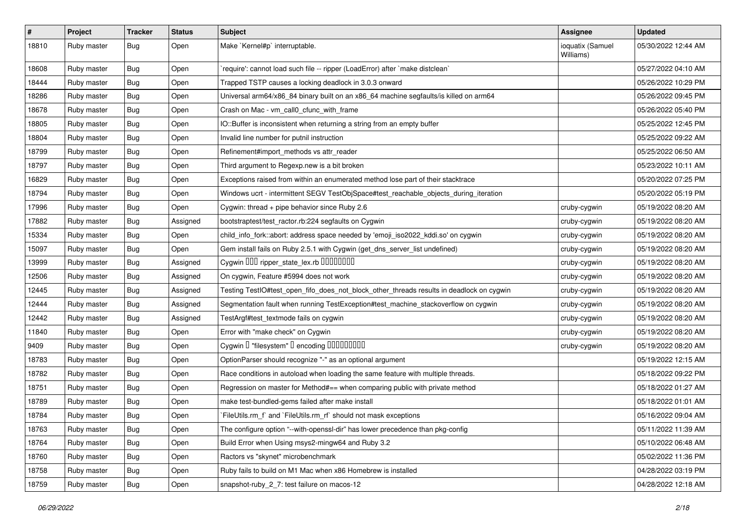| # | Project | Tracker | Status | Subject | Assignee | Updated |
|---|---|---|---|---|---|---|
| 18810 | Ruby master | Bug | Open | Make `Kernel#p` interruptable. | ioquatix (Samuel Williams) | 05/30/2022 12:44 AM |
| 18608 | Ruby master | Bug | Open | `require': cannot load such file -- ripper (LoadError) after `make distclean` | | 05/27/2022 04:10 AM |
| 18444 | Ruby master | Bug | Open | Trapped TSTP causes a locking deadlock in 3.0.3 onward | | 05/26/2022 10:29 PM |
| 18286 | Ruby master | Bug | Open | Universal arm64/x86_84 binary built on an x86_64 machine segfaults/is killed on arm64 | | 05/26/2022 09:45 PM |
| 18678 | Ruby master | Bug | Open | Crash on Mac - vm_call0_cfunc_with_frame | | 05/26/2022 05:40 PM |
| 18805 | Ruby master | Bug | Open | IO::Buffer is inconsistent when returning a string from an empty buffer | | 05/25/2022 12:45 PM |
| 18804 | Ruby master | Bug | Open | Invalid line number for putnil instruction | | 05/25/2022 09:22 AM |
| 18799 | Ruby master | Bug | Open | Refinement#import_methods vs attr_reader | | 05/25/2022 06:50 AM |
| 18797 | Ruby master | Bug | Open | Third argument to Regexp.new is a bit broken | | 05/23/2022 10:11 AM |
| 16829 | Ruby master | Bug | Open | Exceptions raised from within an enumerated method lose part of their stacktrace | | 05/20/2022 07:25 PM |
| 18794 | Ruby master | Bug | Open | Windows ucrt - intermittent SEGV TestObjSpace#test_reachable_objects_during_iteration | | 05/20/2022 05:19 PM |
| 17996 | Ruby master | Bug | Open | Cygwin: thread + pipe behavior since Ruby 2.6 | cruby-cygwin | 05/19/2022 08:20 AM |
| 17882 | Ruby master | Bug | Assigned | bootstraptest/test_ractor.rb:224 segfaults on Cygwin | cruby-cygwin | 05/19/2022 08:20 AM |
| 15334 | Ruby master | Bug | Open | child_info_fork::abort: address space needed by 'emoji_iso2022_kddi.so' on cygwin | cruby-cygwin | 05/19/2022 08:20 AM |
| 15097 | Ruby master | Bug | Open | Gem install fails on Ruby 2.5.1 with Cygwin (get_dns_server_list undefined) | cruby-cygwin | 05/19/2022 08:20 AM |
| 13999 | Ruby master | Bug | Assigned | Cygwin ??? ripper_state_lex.rb ???????? | cruby-cygwin | 05/19/2022 08:20 AM |
| 12506 | Ruby master | Bug | Assigned | On cygwin, Feature #5994 does not work | cruby-cygwin | 05/19/2022 08:20 AM |
| 12445 | Ruby master | Bug | Assigned | Testing TestIO#test_open_fifo_does_not_block_other_threads results in deadlock on cygwin | cruby-cygwin | 05/19/2022 08:20 AM |
| 12444 | Ruby master | Bug | Assigned | Segmentation fault when running TestException#test_machine_stackoverflow on cygwin | cruby-cygwin | 05/19/2022 08:20 AM |
| 12442 | Ruby master | Bug | Assigned | TestArgf#test_textmode fails on cygwin | cruby-cygwin | 05/19/2022 08:20 AM |
| 11840 | Ruby master | Bug | Open | Error with "make check" on Cygwin | cruby-cygwin | 05/19/2022 08:20 AM |
| 9409 | Ruby master | Bug | Open | Cygwin ? "filesystem" ? encoding ????????? | cruby-cygwin | 05/19/2022 08:20 AM |
| 18783 | Ruby master | Bug | Open | OptionParser should recognize "-" as an optional argument | | 05/19/2022 12:15 AM |
| 18782 | Ruby master | Bug | Open | Race conditions in autoload when loading the same feature with multiple threads. | | 05/18/2022 09:22 PM |
| 18751 | Ruby master | Bug | Open | Regression on master for Method#== when comparing public with private method | | 05/18/2022 01:27 AM |
| 18789 | Ruby master | Bug | Open | make test-bundled-gems failed after make install | | 05/18/2022 01:01 AM |
| 18784 | Ruby master | Bug | Open | `FileUtils.rm_f` and `FileUtils.rm_rf` should not mask exceptions | | 05/16/2022 09:04 AM |
| 18763 | Ruby master | Bug | Open | The configure option "--with-openssl-dir" has lower precedence than pkg-config | | 05/11/2022 11:39 AM |
| 18764 | Ruby master | Bug | Open | Build Error when Using msys2-mingw64 and Ruby 3.2 | | 05/10/2022 06:48 AM |
| 18760 | Ruby master | Bug | Open | Ractors vs "skynet" microbenchmark | | 05/02/2022 11:36 PM |
| 18758 | Ruby master | Bug | Open | Ruby fails to build on M1 Mac when x86 Homebrew is installed | | 04/28/2022 03:19 PM |
| 18759 | Ruby master | Bug | Open | snapshot-ruby_2_7: test failure on macos-12 | | 04/28/2022 12:18 AM |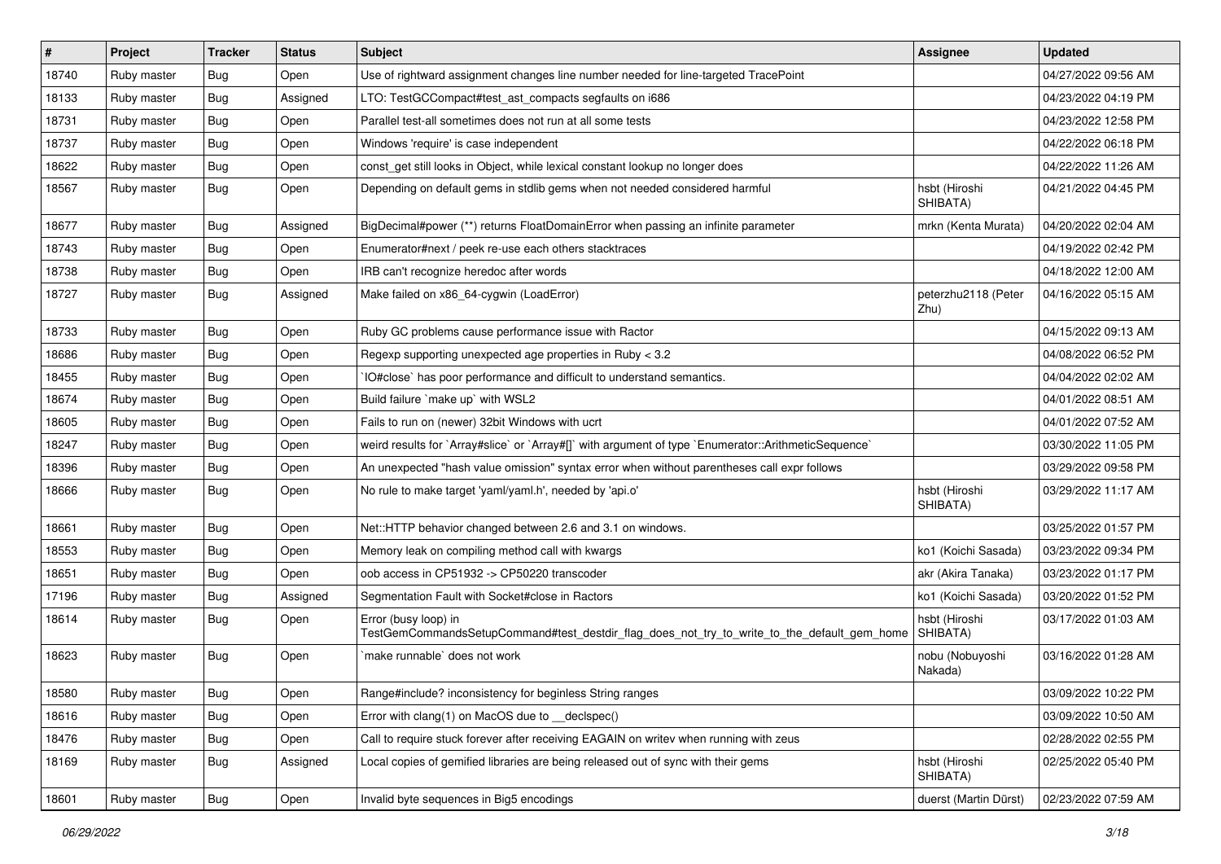| # | Project | Tracker | Status | Subject | Assignee | Updated |
|---|---|---|---|---|---|---|
| 18740 | Ruby master | Bug | Open | Use of rightward assignment changes line number needed for line-targeted TracePoint | | 04/27/2022 09:56 AM |
| 18133 | Ruby master | Bug | Assigned | LTO: TestGCCompact#test_ast_compacts segfaults on i686 | | 04/23/2022 04:19 PM |
| 18731 | Ruby master | Bug | Open | Parallel test-all sometimes does not run at all some tests | | 04/23/2022 12:58 PM |
| 18737 | Ruby master | Bug | Open | Windows 'require' is case independent | | 04/22/2022 06:18 PM |
| 18622 | Ruby master | Bug | Open | const_get still looks in Object, while lexical constant lookup no longer does | | 04/22/2022 11:26 AM |
| 18567 | Ruby master | Bug | Open | Depending on default gems in stdlib gems when not needed considered harmful | hsbt (Hiroshi SHIBATA) | 04/21/2022 04:45 PM |
| 18677 | Ruby master | Bug | Assigned | BigDecimal#power (**) returns FloatDomainError when passing an infinite parameter | mrkn (Kenta Murata) | 04/20/2022 02:04 AM |
| 18743 | Ruby master | Bug | Open | Enumerator#next / peek re-use each others stacktraces | | 04/19/2022 02:42 PM |
| 18738 | Ruby master | Bug | Open | IRB can't recognize heredoc after words | | 04/18/2022 12:00 AM |
| 18727 | Ruby master | Bug | Assigned | Make failed on x86_64-cygwin (LoadError) | peterzhu2118 (Peter Zhu) | 04/16/2022 05:15 AM |
| 18733 | Ruby master | Bug | Open | Ruby GC problems cause performance issue with Ractor | | 04/15/2022 09:13 AM |
| 18686 | Ruby master | Bug | Open | Regexp supporting unexpected age properties in Ruby < 3.2 | | 04/08/2022 06:52 PM |
| 18455 | Ruby master | Bug | Open | `IO#close` has poor performance and difficult to understand semantics. | | 04/04/2022 02:02 AM |
| 18674 | Ruby master | Bug | Open | Build failure `make up` with WSL2 | | 04/01/2022 08:51 AM |
| 18605 | Ruby master | Bug | Open | Fails to run on (newer) 32bit Windows with ucrt | | 04/01/2022 07:52 AM |
| 18247 | Ruby master | Bug | Open | weird results for `Array#slice` or `Array#[]` with argument of type `Enumerator::ArithmeticSequence` | | 03/30/2022 11:05 PM |
| 18396 | Ruby master | Bug | Open | An unexpected "hash value omission" syntax error when without parentheses call expr follows | | 03/29/2022 09:58 PM |
| 18666 | Ruby master | Bug | Open | No rule to make target 'yaml/yaml.h', needed by 'api.o' | hsbt (Hiroshi SHIBATA) | 03/29/2022 11:17 AM |
| 18661 | Ruby master | Bug | Open | Net::HTTP behavior changed between 2.6 and 3.1 on windows. | | 03/25/2022 01:57 PM |
| 18553 | Ruby master | Bug | Open | Memory leak on compiling method call with kwargs | ko1 (Koichi Sasada) | 03/23/2022 09:34 PM |
| 18651 | Ruby master | Bug | Open | oob access in CP51932 -> CP50220 transcoder | akr (Akira Tanaka) | 03/23/2022 01:17 PM |
| 17196 | Ruby master | Bug | Assigned | Segmentation Fault with Socket#close in Ractors | ko1 (Koichi Sasada) | 03/20/2022 01:52 PM |
| 18614 | Ruby master | Bug | Open | Error (busy loop) in TestGemCommandsSetupCommand#test_destdir_flag_does_not_try_to_write_to_the_default_gem_home | hsbt (Hiroshi SHIBATA) | 03/17/2022 01:03 AM |
| 18623 | Ruby master | Bug | Open | `make runnable` does not work | nobu (Nobuyoshi Nakada) | 03/16/2022 01:28 AM |
| 18580 | Ruby master | Bug | Open | Range#include? inconsistency for beginless String ranges | | 03/09/2022 10:22 PM |
| 18616 | Ruby master | Bug | Open | Error with clang(1) on MacOS due to __declspec() | | 03/09/2022 10:50 AM |
| 18476 | Ruby master | Bug | Open | Call to require stuck forever after receiving EAGAIN on writev when running with zeus | | 02/28/2022 02:55 PM |
| 18169 | Ruby master | Bug | Assigned | Local copies of gemified libraries are being released out of sync with their gems | hsbt (Hiroshi SHIBATA) | 02/25/2022 05:40 PM |
| 18601 | Ruby master | Bug | Open | Invalid byte sequences in Big5 encodings | duerst (Martin Dürst) | 02/23/2022 07:59 AM |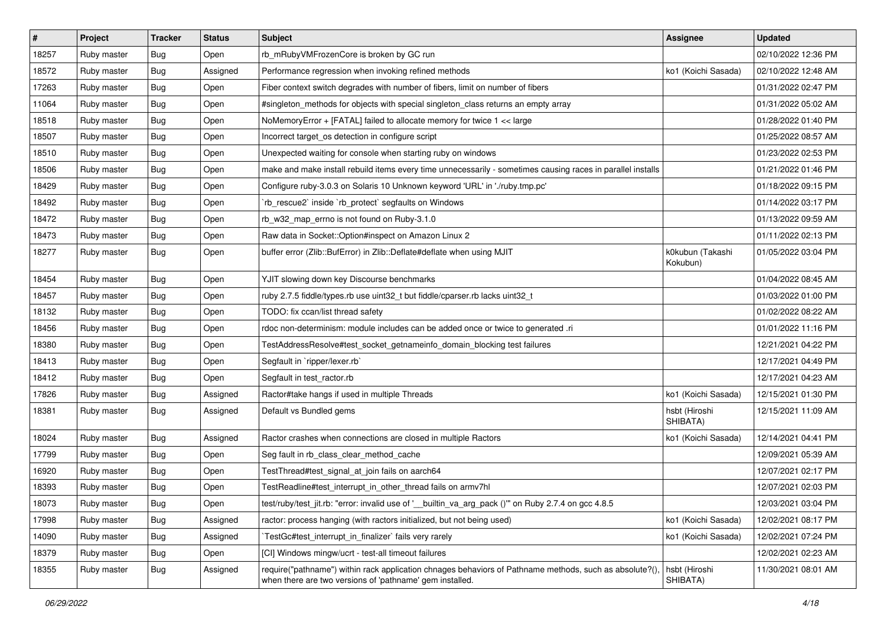| # | Project | Tracker | Status | Subject | Assignee | Updated |
| --- | --- | --- | --- | --- | --- | --- |
| 18257 | Ruby master | Bug | Open | rb_mRubyVMFrozenCore is broken by GC run | | 02/10/2022 12:36 PM |
| 18572 | Ruby master | Bug | Assigned | Performance regression when invoking refined methods | ko1 (Koichi Sasada) | 02/10/2022 12:48 AM |
| 17263 | Ruby master | Bug | Open | Fiber context switch degrades with number of fibers, limit on number of fibers | | 01/31/2022 02:47 PM |
| 11064 | Ruby master | Bug | Open | #singleton_methods for objects with special singleton_class returns an empty array | | 01/31/2022 05:02 AM |
| 18518 | Ruby master | Bug | Open | NoMemoryError + [FATAL] failed to allocate memory for twice 1 << large | | 01/28/2022 01:40 PM |
| 18507 | Ruby master | Bug | Open | Incorrect target_os detection in configure script | | 01/25/2022 08:57 AM |
| 18510 | Ruby master | Bug | Open | Unexpected waiting for console when starting ruby on windows | | 01/23/2022 02:53 PM |
| 18506 | Ruby master | Bug | Open | make and make install rebuild items every time unnecessarily - sometimes causing races in parallel installs | | 01/21/2022 01:46 PM |
| 18429 | Ruby master | Bug | Open | Configure ruby-3.0.3 on Solaris 10 Unknown keyword 'URL' in './ruby.tmp.pc' | | 01/18/2022 09:15 PM |
| 18492 | Ruby master | Bug | Open | `rb_rescue2` inside `rb_protect` segfaults on Windows | | 01/14/2022 03:17 PM |
| 18472 | Ruby master | Bug | Open | rb_w32_map_errno is not found on Ruby-3.1.0 | | 01/13/2022 09:59 AM |
| 18473 | Ruby master | Bug | Open | Raw data in Socket::Option#inspect on Amazon Linux 2 | | 01/11/2022 02:13 PM |
| 18277 | Ruby master | Bug | Open | buffer error (Zlib::BufError) in Zlib::Deflate#deflate when using MJIT | k0kubun (Takashi Kokubun) | 01/05/2022 03:04 PM |
| 18454 | Ruby master | Bug | Open | YJIT slowing down key Discourse benchmarks | | 01/04/2022 08:45 AM |
| 18457 | Ruby master | Bug | Open | ruby 2.7.5 fiddle/types.rb use uint32_t but fiddle/cparser.rb lacks uint32_t | | 01/03/2022 01:00 PM |
| 18132 | Ruby master | Bug | Open | TODO: fix ccan/list thread safety | | 01/02/2022 08:22 AM |
| 18456 | Ruby master | Bug | Open | rdoc non-determinism: module includes can be added once or twice to generated .ri | | 01/01/2022 11:16 PM |
| 18380 | Ruby master | Bug | Open | TestAddressResolve#test_socket_getnameinfo_domain_blocking test failures | | 12/21/2021 04:22 PM |
| 18413 | Ruby master | Bug | Open | Segfault in `ripper/lexer.rb` | | 12/17/2021 04:49 PM |
| 18412 | Ruby master | Bug | Open | Segfault in test_ractor.rb | | 12/17/2021 04:23 AM |
| 17826 | Ruby master | Bug | Assigned | Ractor#take hangs if used in multiple Threads | ko1 (Koichi Sasada) | 12/15/2021 01:30 PM |
| 18381 | Ruby master | Bug | Assigned | Default vs Bundled gems | hsbt (Hiroshi SHIBATA) | 12/15/2021 11:09 AM |
| 18024 | Ruby master | Bug | Assigned | Ractor crashes when connections are closed in multiple Ractors | ko1 (Koichi Sasada) | 12/14/2021 04:41 PM |
| 17799 | Ruby master | Bug | Open | Seg fault in rb_class_clear_method_cache | | 12/09/2021 05:39 AM |
| 16920 | Ruby master | Bug | Open | TestThread#test_signal_at_join fails on aarch64 | | 12/07/2021 02:17 PM |
| 18393 | Ruby master | Bug | Open | TestReadline#test_interrupt_in_other_thread fails on armv7hl | | 12/07/2021 02:03 PM |
| 18073 | Ruby master | Bug | Open | test/ruby/test_jit.rb: "error: invalid use of '__builtin_va_arg_pack ()'" on Ruby 2.7.4 on gcc 4.8.5 | | 12/03/2021 03:04 PM |
| 17998 | Ruby master | Bug | Assigned | ractor: process hanging (with ractors initialized, but not being used) | ko1 (Koichi Sasada) | 12/02/2021 08:17 PM |
| 14090 | Ruby master | Bug | Assigned | `TestGc#test_interrupt_in_finalizer` fails very rarely | ko1 (Koichi Sasada) | 12/02/2021 07:24 PM |
| 18379 | Ruby master | Bug | Open | [CI] Windows mingw/ucrt - test-all timeout failures | | 12/02/2021 02:23 AM |
| 18355 | Ruby master | Bug | Assigned | require("pathname") within rack application chnages behaviors of Pathname methods, such as absolute?(), when there are two versions of 'pathname' gem installed. | hsbt (Hiroshi SHIBATA) | 11/30/2021 08:01 AM |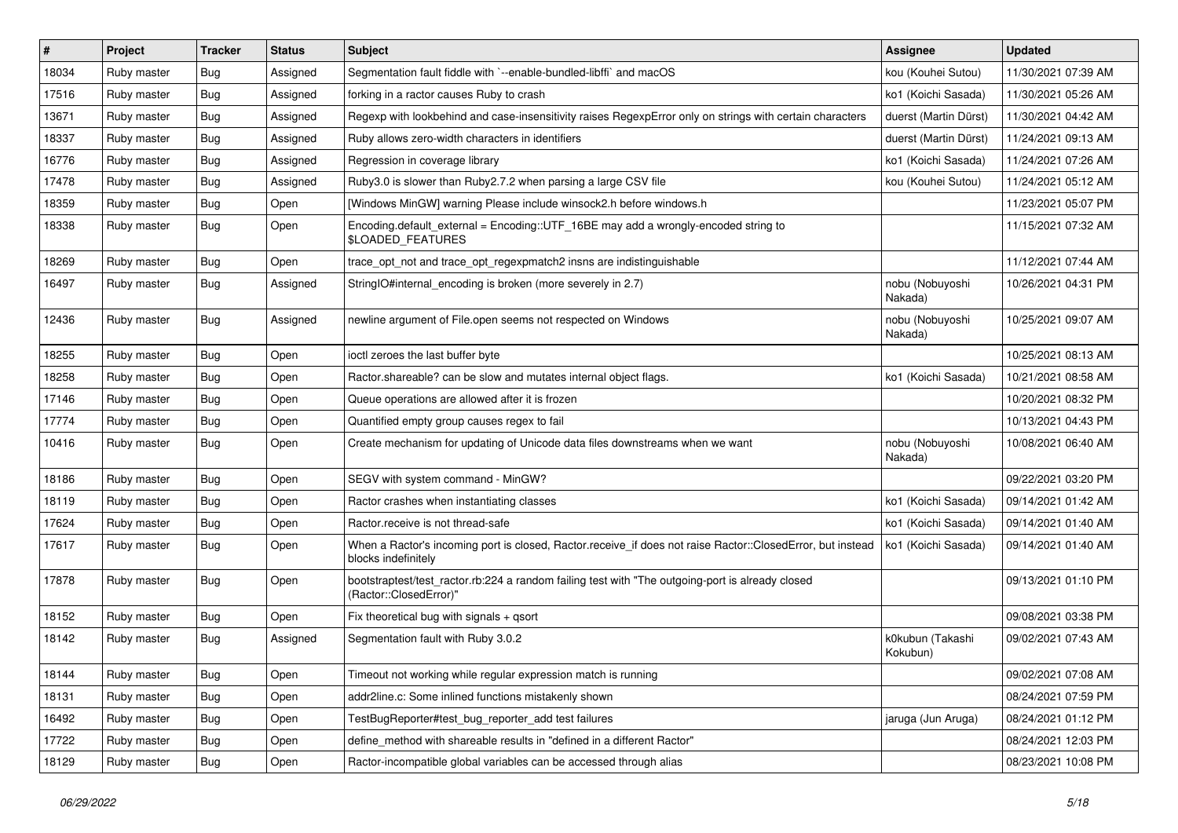| # | Project | Tracker | Status | Subject | Assignee | Updated |
|---|---|---|---|---|---|---|
| 18034 | Ruby master | Bug | Assigned | Segmentation fault fiddle with `--enable-bundled-libffi` and macOS | kou (Kouhei Sutou) | 11/30/2021 07:39 AM |
| 17516 | Ruby master | Bug | Assigned | forking in a ractor causes Ruby to crash | ko1 (Koichi Sasada) | 11/30/2021 05:26 AM |
| 13671 | Ruby master | Bug | Assigned | Regexp with lookbehind and case-insensitivity raises RegexpError only on strings with certain characters | duerst (Martin Dürst) | 11/30/2021 04:42 AM |
| 18337 | Ruby master | Bug | Assigned | Ruby allows zero-width characters in identifiers | duerst (Martin Dürst) | 11/24/2021 09:13 AM |
| 16776 | Ruby master | Bug | Assigned | Regression in coverage library | ko1 (Koichi Sasada) | 11/24/2021 07:26 AM |
| 17478 | Ruby master | Bug | Assigned | Ruby3.0 is slower than Ruby2.7.2 when parsing a large CSV file | kou (Kouhei Sutou) | 11/24/2021 05:12 AM |
| 18359 | Ruby master | Bug | Open | [Windows MinGW] warning Please include winsock2.h before windows.h | | 11/23/2021 05:07 PM |
| 18338 | Ruby master | Bug | Open | Encoding.default_external = Encoding::UTF_16BE may add a wrongly-encoded string to $LOADED_FEATURES | | 11/15/2021 07:32 AM |
| 18269 | Ruby master | Bug | Open | trace_opt_not and trace_opt_regexpmatch2 insns are indistinguishable | | 11/12/2021 07:44 AM |
| 16497 | Ruby master | Bug | Assigned | StringIO#internal_encoding is broken (more severely in 2.7) | nobu (Nobuyoshi Nakada) | 10/26/2021 04:31 PM |
| 12436 | Ruby master | Bug | Assigned | newline argument of File.open seems not respected on Windows | nobu (Nobuyoshi Nakada) | 10/25/2021 09:07 AM |
| 18255 | Ruby master | Bug | Open | ioctl zeroes the last buffer byte | | 10/25/2021 08:13 AM |
| 18258 | Ruby master | Bug | Open | Ractor.shareable? can be slow and mutates internal object flags. | ko1 (Koichi Sasada) | 10/21/2021 08:58 AM |
| 17146 | Ruby master | Bug | Open | Queue operations are allowed after it is frozen | | 10/20/2021 08:32 PM |
| 17774 | Ruby master | Bug | Open | Quantified empty group causes regex to fail | | 10/13/2021 04:43 PM |
| 10416 | Ruby master | Bug | Open | Create mechanism for updating of Unicode data files downstreams when we want | nobu (Nobuyoshi Nakada) | 10/08/2021 06:40 AM |
| 18186 | Ruby master | Bug | Open | SEGV with system command - MinGW? | | 09/22/2021 03:20 PM |
| 18119 | Ruby master | Bug | Open | Ractor crashes when instantiating classes | ko1 (Koichi Sasada) | 09/14/2021 01:42 AM |
| 17624 | Ruby master | Bug | Open | Ractor.receive is not thread-safe | ko1 (Koichi Sasada) | 09/14/2021 01:40 AM |
| 17617 | Ruby master | Bug | Open | When a Ractor's incoming port is closed, Ractor.receive_if does not raise Ractor::ClosedError, but instead blocks indefinitely | ko1 (Koichi Sasada) | 09/14/2021 01:40 AM |
| 17878 | Ruby master | Bug | Open | bootstraptest/test_ractor.rb:224 a random failing test with "The outgoing-port is already closed (Ractor::ClosedError)" | | 09/13/2021 01:10 PM |
| 18152 | Ruby master | Bug | Open | Fix theoretical bug with signals + qsort | | 09/08/2021 03:38 PM |
| 18142 | Ruby master | Bug | Assigned | Segmentation fault with Ruby 3.0.2 | k0kubun (Takashi Kokubun) | 09/02/2021 07:43 AM |
| 18144 | Ruby master | Bug | Open | Timeout not working while regular expression match is running | | 09/02/2021 07:08 AM |
| 18131 | Ruby master | Bug | Open | addr2line.c: Some inlined functions mistakenly shown | | 08/24/2021 07:59 PM |
| 16492 | Ruby master | Bug | Open | TestBugReporter#test_bug_reporter_add test failures | jaruga (Jun Aruga) | 08/24/2021 01:12 PM |
| 17722 | Ruby master | Bug | Open | define_method with shareable results in "defined in a different Ractor" | | 08/24/2021 12:03 PM |
| 18129 | Ruby master | Bug | Open | Ractor-incompatible global variables can be accessed through alias | | 08/23/2021 10:08 PM |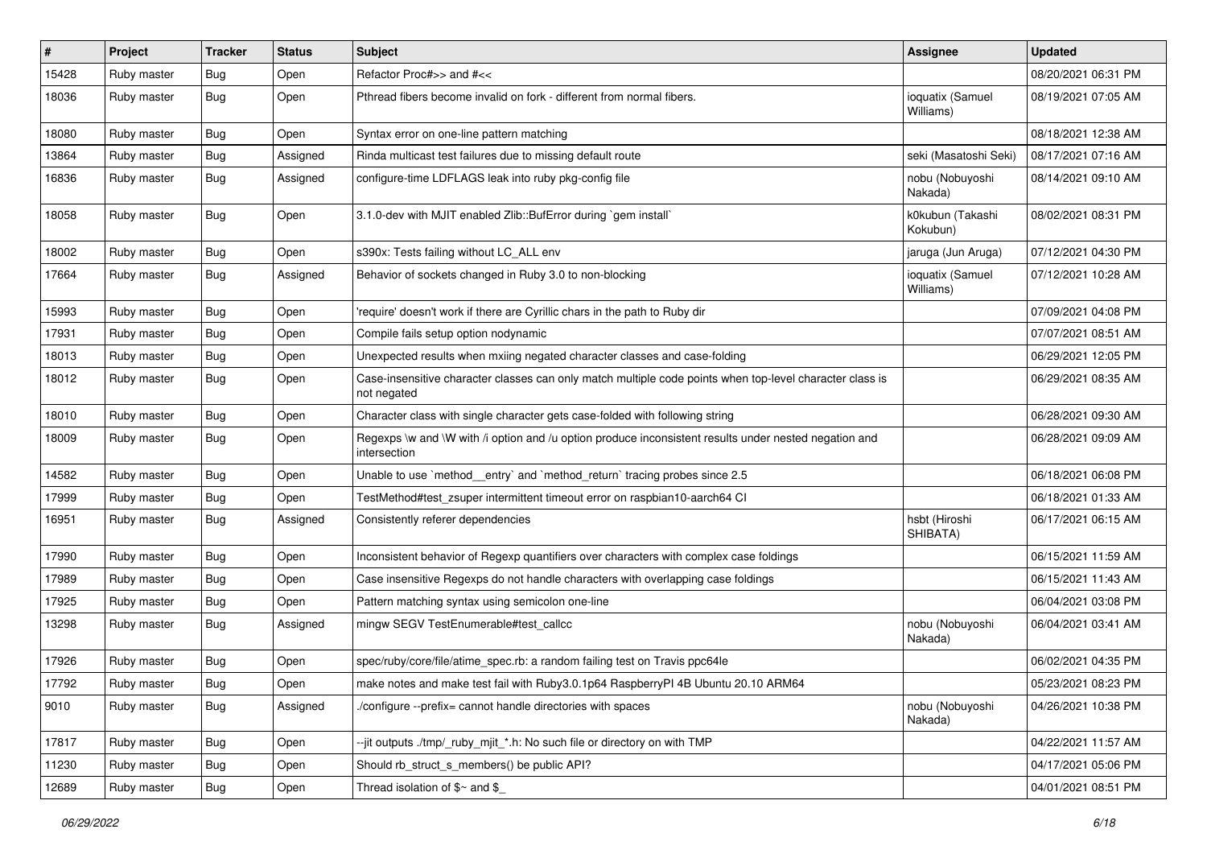| # | Project | Tracker | Status | Subject | Assignee | Updated |
|---|---|---|---|---|---|---|
| 15428 | Ruby master | Bug | Open | Refactor Proc#>> and #<< | | 08/20/2021 06:31 PM |
| 18036 | Ruby master | Bug | Open | Pthread fibers become invalid on fork - different from normal fibers. | ioquatix (Samuel Williams) | 08/19/2021 07:05 AM |
| 18080 | Ruby master | Bug | Open | Syntax error on one-line pattern matching | | 08/18/2021 12:38 AM |
| 13864 | Ruby master | Bug | Assigned | Rinda multicast test failures due to missing default route | seki (Masatoshi Seki) | 08/17/2021 07:16 AM |
| 16836 | Ruby master | Bug | Assigned | configure-time LDFLAGS leak into ruby pkg-config file | nobu (Nobuyoshi Nakada) | 08/14/2021 09:10 AM |
| 18058 | Ruby master | Bug | Open | 3.1.0-dev with MJIT enabled Zlib::BufError during `gem install` | k0kubun (Takashi Kokubun) | 08/02/2021 08:31 PM |
| 18002 | Ruby master | Bug | Open | s390x: Tests failing without LC_ALL env | jaruga (Jun Aruga) | 07/12/2021 04:30 PM |
| 17664 | Ruby master | Bug | Assigned | Behavior of sockets changed in Ruby 3.0 to non-blocking | ioquatix (Samuel Williams) | 07/12/2021 10:28 AM |
| 15993 | Ruby master | Bug | Open | 'require' doesn't work if there are Cyrillic chars in the path to Ruby dir | | 07/09/2021 04:08 PM |
| 17931 | Ruby master | Bug | Open | Compile fails setup option nodynamic | | 07/07/2021 08:51 AM |
| 18013 | Ruby master | Bug | Open | Unexpected results when mxiing negated character classes and case-folding | | 06/29/2021 12:05 PM |
| 18012 | Ruby master | Bug | Open | Case-insensitive character classes can only match multiple code points when top-level character class is not negated | | 06/29/2021 08:35 AM |
| 18010 | Ruby master | Bug | Open | Character class with single character gets case-folded with following string | | 06/28/2021 09:30 AM |
| 18009 | Ruby master | Bug | Open | Regexps \w and \W with /i option and /u option produce inconsistent results under nested negation and intersection | | 06/28/2021 09:09 AM |
| 14582 | Ruby master | Bug | Open | Unable to use `method__entry` and `method_return` tracing probes since 2.5 | | 06/18/2021 06:08 PM |
| 17999 | Ruby master | Bug | Open | TestMethod#test_zsuper intermittent timeout error on raspbian10-aarch64 CI | | 06/18/2021 01:33 AM |
| 16951 | Ruby master | Bug | Assigned | Consistently referer dependencies | hsbt (Hiroshi SHIBATA) | 06/17/2021 06:15 AM |
| 17990 | Ruby master | Bug | Open | Inconsistent behavior of Regexp quantifiers over characters with complex case foldings | | 06/15/2021 11:59 AM |
| 17989 | Ruby master | Bug | Open | Case insensitive Regexps do not handle characters with overlapping case foldings | | 06/15/2021 11:43 AM |
| 17925 | Ruby master | Bug | Open | Pattern matching syntax using semicolon one-line | | 06/04/2021 03:08 PM |
| 13298 | Ruby master | Bug | Assigned | mingw SEGV TestEnumerable#test_callcc | nobu (Nobuyoshi Nakada) | 06/04/2021 03:41 AM |
| 17926 | Ruby master | Bug | Open | spec/ruby/core/file/atime_spec.rb: a random failing test on Travis ppc64le | | 06/02/2021 04:35 PM |
| 17792 | Ruby master | Bug | Open | make notes and make test fail with Ruby3.0.1p64 RaspberryPI 4B Ubuntu 20.10 ARM64 | | 05/23/2021 08:23 PM |
| 9010 | Ruby master | Bug | Assigned | ./configure --prefix= cannot handle directories with spaces | nobu (Nobuyoshi Nakada) | 04/26/2021 10:38 PM |
| 17817 | Ruby master | Bug | Open | --jit outputs ./tmp/_ruby_mjit_*.h: No such file or directory on with TMP | | 04/22/2021 11:57 AM |
| 11230 | Ruby master | Bug | Open | Should rb_struct_s_members() be public API? | | 04/17/2021 05:06 PM |
| 12689 | Ruby master | Bug | Open | Thread isolation of $~ and $_ | | 04/01/2021 08:51 PM |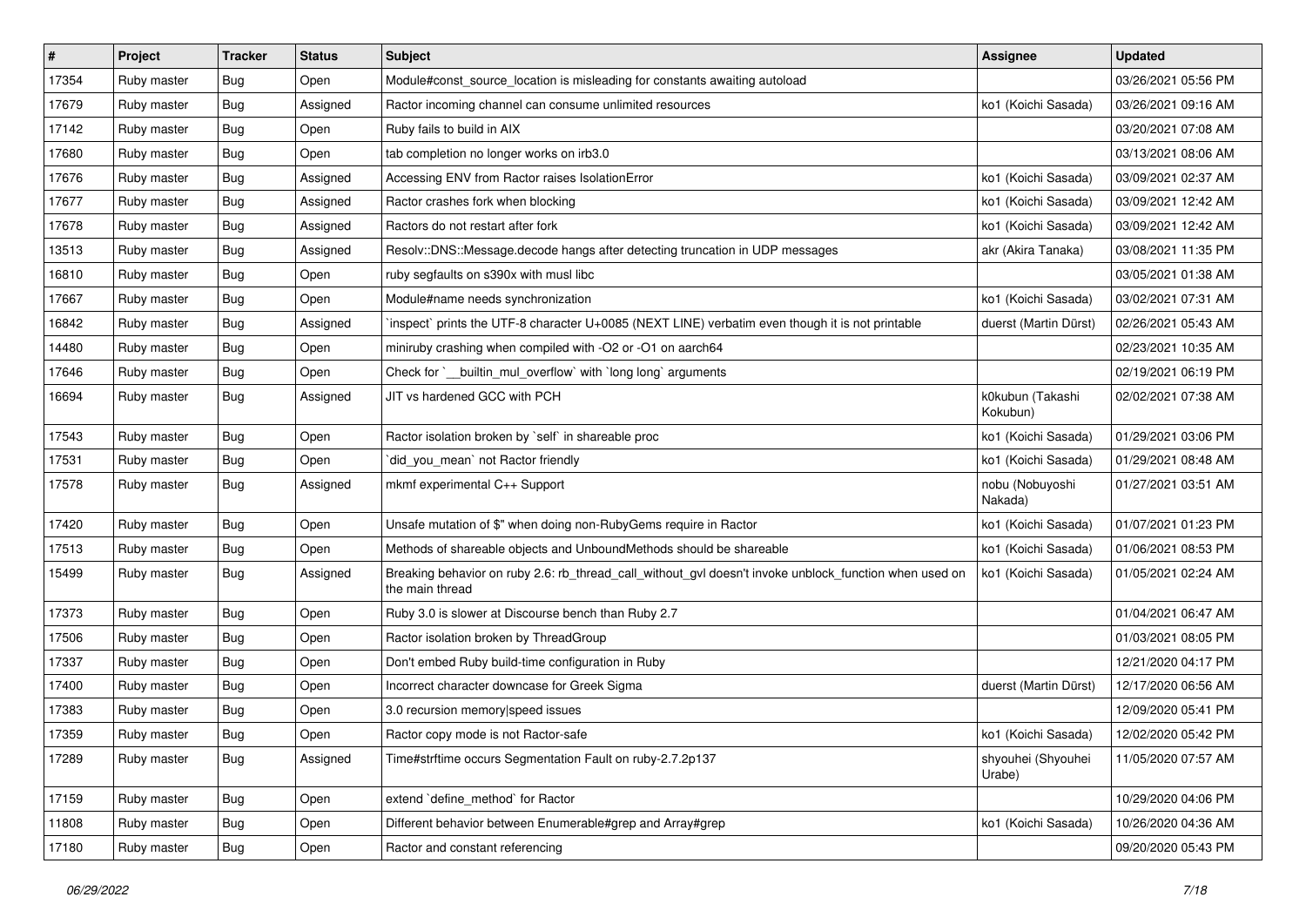| # | Project | Tracker | Status | Subject | Assignee | Updated |
|---|---|---|---|---|---|---|
| 17354 | Ruby master | Bug | Open | Module#const_source_location is misleading for constants awaiting autoload | | 03/26/2021 05:56 PM |
| 17679 | Ruby master | Bug | Assigned | Ractor incoming channel can consume unlimited resources | ko1 (Koichi Sasada) | 03/26/2021 09:16 AM |
| 17142 | Ruby master | Bug | Open | Ruby fails to build in AIX | | 03/20/2021 07:08 AM |
| 17680 | Ruby master | Bug | Open | tab completion no longer works on irb3.0 | | 03/13/2021 08:06 AM |
| 17676 | Ruby master | Bug | Assigned | Accessing ENV from Ractor raises IsolationError | ko1 (Koichi Sasada) | 03/09/2021 02:37 AM |
| 17677 | Ruby master | Bug | Assigned | Ractor crashes fork when blocking | ko1 (Koichi Sasada) | 03/09/2021 12:42 AM |
| 17678 | Ruby master | Bug | Assigned | Ractors do not restart after fork | ko1 (Koichi Sasada) | 03/09/2021 12:42 AM |
| 13513 | Ruby master | Bug | Assigned | Resolv::DNS::Message.decode hangs after detecting truncation in UDP messages | akr (Akira Tanaka) | 03/08/2021 11:35 PM |
| 16810 | Ruby master | Bug | Open | ruby segfaults on s390x with musl libc | | 03/05/2021 01:38 AM |
| 17667 | Ruby master | Bug | Open | Module#name needs synchronization | ko1 (Koichi Sasada) | 03/02/2021 07:31 AM |
| 16842 | Ruby master | Bug | Assigned | `inspect` prints the UTF-8 character U+0085 (NEXT LINE) verbatim even though it is not printable | duerst (Martin Dürst) | 02/26/2021 05:43 AM |
| 14480 | Ruby master | Bug | Open | miniruby crashing when compiled with -O2 or -O1 on aarch64 | | 02/23/2021 10:35 AM |
| 17646 | Ruby master | Bug | Open | Check for `__builtin_mul_overflow` with `long long` arguments | | 02/19/2021 06:19 PM |
| 16694 | Ruby master | Bug | Assigned | JIT vs hardened GCC with PCH | k0kubun (Takashi Kokubun) | 02/02/2021 07:38 AM |
| 17543 | Ruby master | Bug | Open | Ractor isolation broken by `self` in shareable proc | ko1 (Koichi Sasada) | 01/29/2021 03:06 PM |
| 17531 | Ruby master | Bug | Open | `did_you_mean` not Ractor friendly | ko1 (Koichi Sasada) | 01/29/2021 08:48 AM |
| 17578 | Ruby master | Bug | Assigned | mkmf experimental C++ Support | nobu (Nobuyoshi Nakada) | 01/27/2021 03:51 AM |
| 17420 | Ruby master | Bug | Open | Unsafe mutation of $" when doing non-RubyGems require in Ractor | ko1 (Koichi Sasada) | 01/07/2021 01:23 PM |
| 17513 | Ruby master | Bug | Open | Methods of shareable objects and UnboundMethods should be shareable | ko1 (Koichi Sasada) | 01/06/2021 08:53 PM |
| 15499 | Ruby master | Bug | Assigned | Breaking behavior on ruby 2.6: rb_thread_call_without_gvl doesn't invoke unblock_function when used on the main thread | ko1 (Koichi Sasada) | 01/05/2021 02:24 AM |
| 17373 | Ruby master | Bug | Open | Ruby 3.0 is slower at Discourse bench than Ruby 2.7 | | 01/04/2021 06:47 AM |
| 17506 | Ruby master | Bug | Open | Ractor isolation broken by ThreadGroup | | 01/03/2021 08:05 PM |
| 17337 | Ruby master | Bug | Open | Don't embed Ruby build-time configuration in Ruby | | 12/21/2020 04:17 PM |
| 17400 | Ruby master | Bug | Open | Incorrect character downcase for Greek Sigma | duerst (Martin Dürst) | 12/17/2020 06:56 AM |
| 17383 | Ruby master | Bug | Open | 3.0 recursion memory\|speed issues | | 12/09/2020 05:41 PM |
| 17359 | Ruby master | Bug | Open | Ractor copy mode is not Ractor-safe | ko1 (Koichi Sasada) | 12/02/2020 05:42 PM |
| 17289 | Ruby master | Bug | Assigned | Time#strftime occurs Segmentation Fault on ruby-2.7.2p137 | shyouhei (Shyouhei Urabe) | 11/05/2020 07:57 AM |
| 17159 | Ruby master | Bug | Open | extend `define_method` for Ractor | | 10/29/2020 04:06 PM |
| 11808 | Ruby master | Bug | Open | Different behavior between Enumerable#grep and Array#grep | ko1 (Koichi Sasada) | 10/26/2020 04:36 AM |
| 17180 | Ruby master | Bug | Open | Ractor and constant referencing | | 09/20/2020 05:43 PM |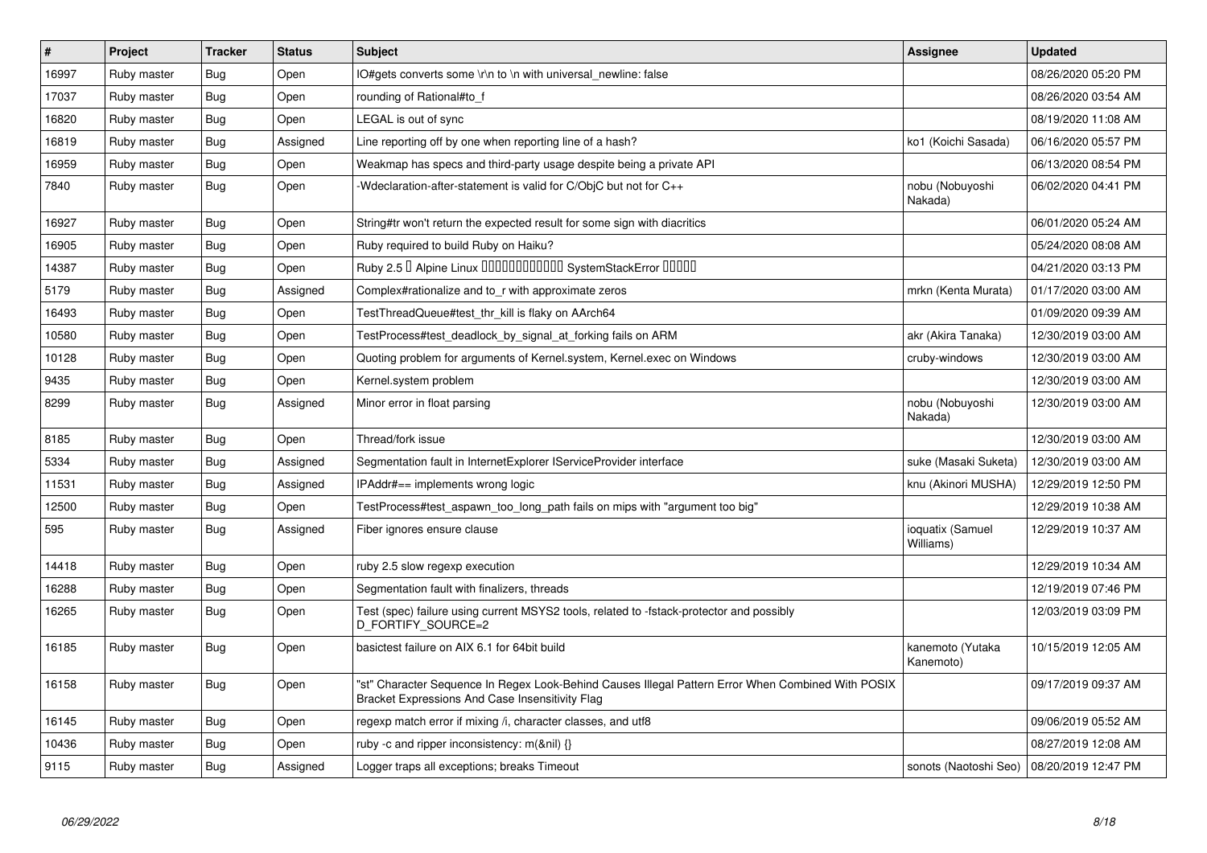| # | Project | Tracker | Status | Subject | Assignee | Updated |
|---|---|---|---|---|---|---|
| 16997 | Ruby master | Bug | Open | IO#gets converts some \r\n to \n with universal_newline: false | | 08/26/2020 05:20 PM |
| 17037 | Ruby master | Bug | Open | rounding of Rational#to_f | | 08/26/2020 03:54 AM |
| 16820 | Ruby master | Bug | Open | LEGAL is out of sync | | 08/19/2020 11:08 AM |
| 16819 | Ruby master | Bug | Assigned | Line reporting off by one when reporting line of a hash? | ko1 (Koichi Sasada) | 06/16/2020 05:57 PM |
| 16959 | Ruby master | Bug | Open | Weakmap has specs and third-party usage despite being a private API | | 06/13/2020 08:54 PM |
| 7840 | Ruby master | Bug | Open | -Wdeclaration-after-statement is valid for C/ObjC but not for C++ | nobu (Nobuyoshi Nakada) | 06/02/2020 04:41 PM |
| 16927 | Ruby master | Bug | Open | String#tr won't return the expected result for some sign with diacritics | | 06/01/2020 05:24 AM |
| 16905 | Ruby master | Bug | Open | Ruby required to build Ruby on Haiku? | | 05/24/2020 08:08 AM |
| 14387 | Ruby master | Bug | Open | Ruby 2.5 � Alpine Linux ������������ SystemStackError ����� | | 04/21/2020 03:13 PM |
| 5179 | Ruby master | Bug | Assigned | Complex#rationalize and to_r with approximate zeros | mrkn (Kenta Murata) | 01/17/2020 03:00 AM |
| 16493 | Ruby master | Bug | Open | TestThreadQueue#test_thr_kill is flaky on AArch64 | | 01/09/2020 09:39 AM |
| 10580 | Ruby master | Bug | Open | TestProcess#test_deadlock_by_signal_at_forking fails on ARM | akr (Akira Tanaka) | 12/30/2019 03:00 AM |
| 10128 | Ruby master | Bug | Open | Quoting problem for arguments of Kernel.system, Kernel.exec on Windows | cruby-windows | 12/30/2019 03:00 AM |
| 9435 | Ruby master | Bug | Open | Kernel.system problem | | 12/30/2019 03:00 AM |
| 8299 | Ruby master | Bug | Assigned | Minor error in float parsing | nobu (Nobuyoshi Nakada) | 12/30/2019 03:00 AM |
| 8185 | Ruby master | Bug | Open | Thread/fork issue | | 12/30/2019 03:00 AM |
| 5334 | Ruby master | Bug | Assigned | Segmentation fault in InternetExplorer IServiceProvider interface | suke (Masaki Suketa) | 12/30/2019 03:00 AM |
| 11531 | Ruby master | Bug | Assigned | IPAddr#== implements wrong logic | knu (Akinori MUSHA) | 12/29/2019 12:50 PM |
| 12500 | Ruby master | Bug | Open | TestProcess#test_aspawn_too_long_path fails on mips with "argument too big" | | 12/29/2019 10:38 AM |
| 595 | Ruby master | Bug | Assigned | Fiber ignores ensure clause | ioquatix (Samuel Williams) | 12/29/2019 10:37 AM |
| 14418 | Ruby master | Bug | Open | ruby 2.5 slow regexp execution | | 12/29/2019 10:34 AM |
| 16288 | Ruby master | Bug | Open | Segmentation fault with finalizers, threads | | 12/19/2019 07:46 PM |
| 16265 | Ruby master | Bug | Open | Test (spec) failure using current MSYS2 tools, related to -fstack-protector and possibly D_FORTIFY_SOURCE=2 | | 12/03/2019 03:09 PM |
| 16185 | Ruby master | Bug | Open | basictest failure on AIX 6.1 for 64bit build | kanemoto (Yutaka Kanemoto) | 10/15/2019 12:05 AM |
| 16158 | Ruby master | Bug | Open | "st" Character Sequence In Regex Look-Behind Causes Illegal Pattern Error When Combined With POSIX Bracket Expressions And Case Insensitivity Flag | | 09/17/2019 09:37 AM |
| 16145 | Ruby master | Bug | Open | regexp match error if mixing /i, character classes, and utf8 | | 09/06/2019 05:52 AM |
| 10436 | Ruby master | Bug | Open | ruby -c and ripper inconsistency: m(&nil) {} | | 08/27/2019 12:08 AM |
| 9115 | Ruby master | Bug | Assigned | Logger traps all exceptions; breaks Timeout | sonots (Naotoshi Seo) | 08/20/2019 12:47 PM |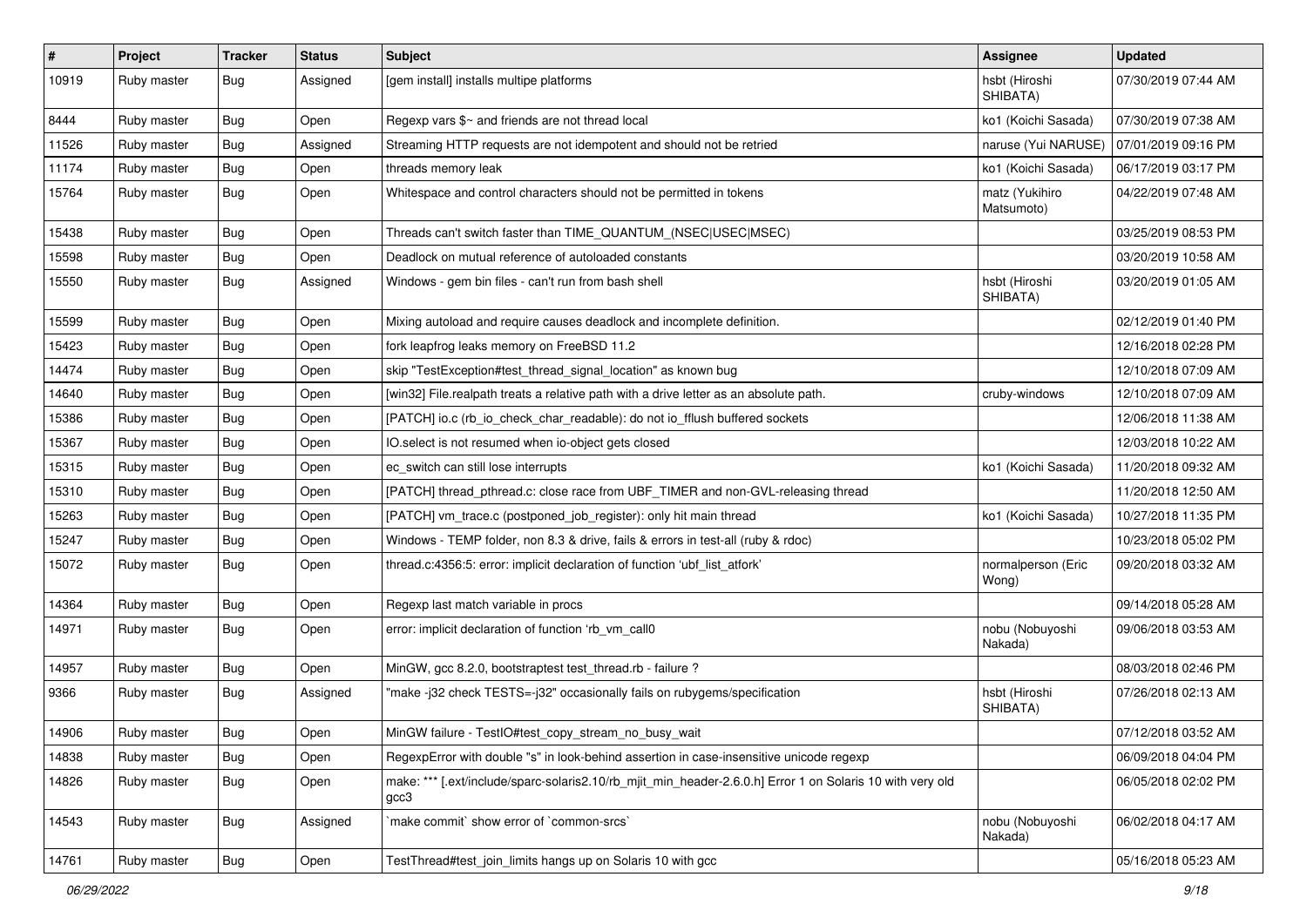| # | Project | Tracker | Status | Subject | Assignee | Updated |
|---|---|---|---|---|---|---|
| 10919 | Ruby master | Bug | Assigned | [gem install] installs multipe platforms | hsbt (Hiroshi SHIBATA) | 07/30/2019 07:44 AM |
| 8444 | Ruby master | Bug | Open | Regexp vars $~ and friends are not thread local | ko1 (Koichi Sasada) | 07/30/2019 07:38 AM |
| 11526 | Ruby master | Bug | Assigned | Streaming HTTP requests are not idempotent and should not be retried | naruse (Yui NARUSE) | 07/01/2019 09:16 PM |
| 11174 | Ruby master | Bug | Open | threads memory leak | ko1 (Koichi Sasada) | 06/17/2019 03:17 PM |
| 15764 | Ruby master | Bug | Open | Whitespace and control characters should not be permitted in tokens | matz (Yukihiro Matsumoto) | 04/22/2019 07:48 AM |
| 15438 | Ruby master | Bug | Open | Threads can't switch faster than TIME_QUANTUM_(NSEC\|USEC\|MSEC) | | 03/25/2019 08:53 PM |
| 15598 | Ruby master | Bug | Open | Deadlock on mutual reference of autoloaded constants | | 03/20/2019 10:58 AM |
| 15550 | Ruby master | Bug | Assigned | Windows - gem bin files - can't run from bash shell | hsbt (Hiroshi SHIBATA) | 03/20/2019 01:05 AM |
| 15599 | Ruby master | Bug | Open | Mixing autoload and require causes deadlock and incomplete definition. | | 02/12/2019 01:40 PM |
| 15423 | Ruby master | Bug | Open | fork leapfrog leaks memory on FreeBSD 11.2 | | 12/16/2018 02:28 PM |
| 14474 | Ruby master | Bug | Open | skip "TestException#test_thread_signal_location" as known bug | | 12/10/2018 07:09 AM |
| 14640 | Ruby master | Bug | Open | [win32] File.realpath treats a relative path with a drive letter as an absolute path. | cruby-windows | 12/10/2018 07:09 AM |
| 15386 | Ruby master | Bug | Open | [PATCH] io.c (rb_io_check_char_readable): do not io_fflush buffered sockets | | 12/06/2018 11:38 AM |
| 15367 | Ruby master | Bug | Open | IO.select is not resumed when io-object gets closed | | 12/03/2018 10:22 AM |
| 15315 | Ruby master | Bug | Open | ec_switch can still lose interrupts | ko1 (Koichi Sasada) | 11/20/2018 09:32 AM |
| 15310 | Ruby master | Bug | Open | [PATCH] thread_pthread.c: close race from UBF_TIMER and non-GVL-releasing thread | | 11/20/2018 12:50 AM |
| 15263 | Ruby master | Bug | Open | [PATCH] vm_trace.c (postponed_job_register): only hit main thread | ko1 (Koichi Sasada) | 10/27/2018 11:35 PM |
| 15247 | Ruby master | Bug | Open | Windows - TEMP folder, non 8.3 & drive, fails & errors in test-all (ruby & rdoc) | | 10/23/2018 05:02 PM |
| 15072 | Ruby master | Bug | Open | thread.c:4356:5: error: implicit declaration of function 'ubf_list_atfork' | normalperson (Eric Wong) | 09/20/2018 03:32 AM |
| 14364 | Ruby master | Bug | Open | Regexp last match variable in procs | | 09/14/2018 05:28 AM |
| 14971 | Ruby master | Bug | Open | error: implicit declaration of function 'rb_vm_call0 | nobu (Nobuyoshi Nakada) | 09/06/2018 03:53 AM |
| 14957 | Ruby master | Bug | Open | MinGW, gcc 8.2.0, bootstraptest test_thread.rb - failure ? | | 08/03/2018 02:46 PM |
| 9366 | Ruby master | Bug | Assigned | "make -j32 check TESTS=-j32" occasionally fails on rubygems/specification | hsbt (Hiroshi SHIBATA) | 07/26/2018 02:13 AM |
| 14906 | Ruby master | Bug | Open | MinGW failure - TestIO#test_copy_stream_no_busy_wait | | 07/12/2018 03:52 AM |
| 14838 | Ruby master | Bug | Open | RegexpError with double "s" in look-behind assertion in case-insensitive unicode regexp | | 06/09/2018 04:04 PM |
| 14826 | Ruby master | Bug | Open | make: *** [.ext/include/sparc-solaris2.10/rb_mjit_min_header-2.6.0.h] Error 1 on Solaris 10 with very old gcc3 | | 06/05/2018 02:02 PM |
| 14543 | Ruby master | Bug | Assigned | `make commit` show error of `common-srcs` | nobu (Nobuyoshi Nakada) | 06/02/2018 04:17 AM |
| 14761 | Ruby master | Bug | Open | TestThread#test_join_limits hangs up on Solaris 10 with gcc | | 05/16/2018 05:23 AM |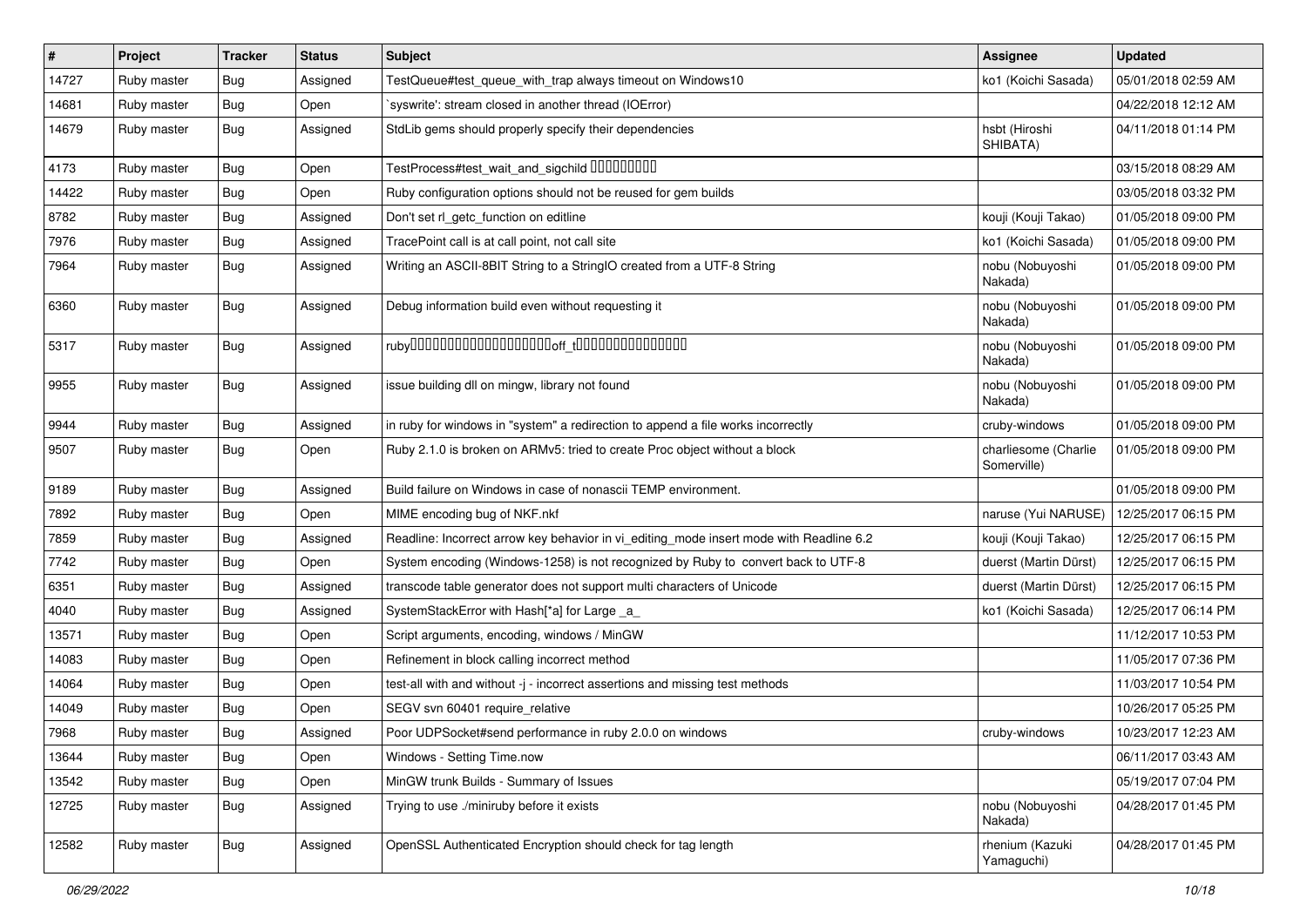| # | Project | Tracker | Status | Subject | Assignee | Updated |
|---|---|---|---|---|---|---|
| 14727 | Ruby master | Bug | Assigned | TestQueue#test_queue_with_trap always timeout on Windows10 | ko1 (Koichi Sasada) | 05/01/2018 02:59 AM |
| 14681 | Ruby master | Bug | Open | `syswrite': stream closed in another thread (IOError) | | 04/22/2018 12:12 AM |
| 14679 | Ruby master | Bug | Assigned | StdLib gems should properly specify their dependencies | hsbt (Hiroshi SHIBATA) | 04/11/2018 01:14 PM |
| 4173 | Ruby master | Bug | Open | TestProcess#test_wait_and_sigchild ��������� | | 03/15/2018 08:29 AM |
| 14422 | Ruby master | Bug | Open | Ruby configuration options should not be reused for gem builds | | 03/05/2018 03:32 PM |
| 8782 | Ruby master | Bug | Assigned | Don't set rl_getc_function on editline | kouji (Kouji Takao) | 01/05/2018 09:00 PM |
| 7976 | Ruby master | Bug | Assigned | TracePoint call is at call point, not call site | ko1 (Koichi Sasada) | 01/05/2018 09:00 PM |
| 7964 | Ruby master | Bug | Assigned | Writing an ASCII-8BIT String to a StringIO created from a UTF-8 String | nobu (Nobuyoshi Nakada) | 01/05/2018 09:00 PM |
| 6360 | Ruby master | Bug | Assigned | Debug information build even without requesting it | nobu (Nobuyoshi Nakada) | 01/05/2018 09:00 PM |
| 5317 | Ruby master | Bug | Assigned | ruby��������������������off_t��������������� | nobu (Nobuyoshi Nakada) | 01/05/2018 09:00 PM |
| 9955 | Ruby master | Bug | Assigned | issue building dll on mingw, library not found | nobu (Nobuyoshi Nakada) | 01/05/2018 09:00 PM |
| 9944 | Ruby master | Bug | Assigned | in ruby for windows in "system" a redirection to append a file works incorrectly | cruby-windows | 01/05/2018 09:00 PM |
| 9507 | Ruby master | Bug | Open | Ruby 2.1.0 is broken on ARMv5: tried to create Proc object without a block | charliesome (Charlie Somerville) | 01/05/2018 09:00 PM |
| 9189 | Ruby master | Bug | Assigned | Build failure on Windows in case of nonascii TEMP environment. | | 01/05/2018 09:00 PM |
| 7892 | Ruby master | Bug | Open | MIME encoding bug of NKF.nkf | naruse (Yui NARUSE) | 12/25/2017 06:15 PM |
| 7859 | Ruby master | Bug | Assigned | Readline: Incorrect arrow key behavior in vi_editing_mode insert mode with Readline 6.2 | kouji (Kouji Takao) | 12/25/2017 06:15 PM |
| 7742 | Ruby master | Bug | Open | System encoding (Windows-1258) is not recognized by Ruby to convert back to UTF-8 | duerst (Martin Dürst) | 12/25/2017 06:15 PM |
| 6351 | Ruby master | Bug | Assigned | transcode table generator does not support multi characters of Unicode | duerst (Martin Dürst) | 12/25/2017 06:15 PM |
| 4040 | Ruby master | Bug | Assigned | SystemStackError with Hash[*a] for Large _a_ | ko1 (Koichi Sasada) | 12/25/2017 06:14 PM |
| 13571 | Ruby master | Bug | Open | Script arguments, encoding, windows / MinGW | | 11/12/2017 10:53 PM |
| 14083 | Ruby master | Bug | Open | Refinement in block calling incorrect method | | 11/05/2017 07:36 PM |
| 14064 | Ruby master | Bug | Open | test-all with and without -j - incorrect assertions and missing test methods | | 11/03/2017 10:54 PM |
| 14049 | Ruby master | Bug | Open | SEGV svn 60401 require_relative | | 10/26/2017 05:25 PM |
| 7968 | Ruby master | Bug | Assigned | Poor UDPSocket#send performance in ruby 2.0.0 on windows | cruby-windows | 10/23/2017 12:23 AM |
| 13644 | Ruby master | Bug | Open | Windows - Setting Time.now | | 06/11/2017 03:43 AM |
| 13542 | Ruby master | Bug | Open | MinGW trunk Builds - Summary of Issues | | 05/19/2017 07:04 PM |
| 12725 | Ruby master | Bug | Assigned | Trying to use ./miniruby before it exists | nobu (Nobuyoshi Nakada) | 04/28/2017 01:45 PM |
| 12582 | Ruby master | Bug | Assigned | OpenSSL Authenticated Encryption should check for tag length | rhenium (Kazuki Yamaguchi) | 04/28/2017 01:45 PM |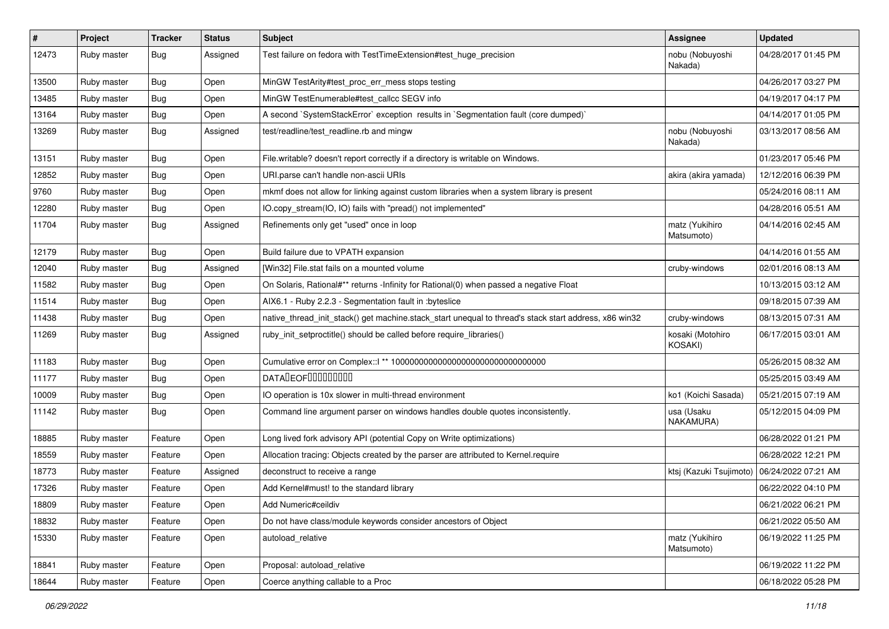| # | Project | Tracker | Status | Subject | Assignee | Updated |
|---|---|---|---|---|---|---|
| 12473 | Ruby master | Bug | Assigned | Test failure on fedora with TestTimeExtension#test_huge_precision | nobu (Nobuyoshi Nakada) | 04/28/2017 01:45 PM |
| 13500 | Ruby master | Bug | Open | MinGW TestArity#test_proc_err_mess stops testing | | 04/26/2017 03:27 PM |
| 13485 | Ruby master | Bug | Open | MinGW TestEnumerable#test_callcc SEGV info | | 04/19/2017 04:17 PM |
| 13164 | Ruby master | Bug | Open | A second `SystemStackError` exception results in `Segmentation fault (core dumped)` | | 04/14/2017 01:05 PM |
| 13269 | Ruby master | Bug | Assigned | test/readline/test_readline.rb and mingw | nobu (Nobuyoshi Nakada) | 03/13/2017 08:56 AM |
| 13151 | Ruby master | Bug | Open | File.writable? doesn't report correctly if a directory is writable on Windows. | | 01/23/2017 05:46 PM |
| 12852 | Ruby master | Bug | Open | URI.parse can't handle non-ascii URIs | akira (akira yamada) | 12/12/2016 06:39 PM |
| 9760 | Ruby master | Bug | Open | mkmf does not allow for linking against custom libraries when a system library is present | | 05/24/2016 08:11 AM |
| 12280 | Ruby master | Bug | Open | IO.copy_stream(IO, IO) fails with "pread() not implemented" | | 04/28/2016 05:51 AM |
| 11704 | Ruby master | Bug | Assigned | Refinements only get "used" once in loop | matz (Yukihiro Matsumoto) | 04/14/2016 02:45 AM |
| 12179 | Ruby master | Bug | Open | Build failure due to VPATH expansion | | 04/14/2016 01:55 AM |
| 12040 | Ruby master | Bug | Assigned | [Win32] File.stat fails on a mounted volume | cruby-windows | 02/01/2016 08:13 AM |
| 11582 | Ruby master | Bug | Open | On Solaris, Rational#** returns -Infinity for Rational(0) when passed a negative Float | | 10/13/2015 03:12 AM |
| 11514 | Ruby master | Bug | Open | AIX6.1 - Ruby 2.2.3 - Segmentation fault in :byteslice | | 09/18/2015 07:39 AM |
| 11438 | Ruby master | Bug | Open | native_thread_init_stack() get machine.stack_start unequal to thread's stack start address, x86 win32 | cruby-windows | 08/13/2015 07:31 AM |
| 11269 | Ruby master | Bug | Assigned | ruby_init_setproctitle() should be called before require_libraries() | kosaki (Motohiro KOSAKI) | 06/17/2015 03:01 AM |
| 11183 | Ruby master | Bug | Open | Cumulative error on Complex::I ** 100000000000000000000000000000000 | | 05/26/2015 08:32 AM |
| 11177 | Ruby master | Bug | Open | DATA�EOF���������� | | 05/25/2015 03:49 AM |
| 10009 | Ruby master | Bug | Open | IO operation is 10x slower in multi-thread environment | ko1 (Koichi Sasada) | 05/21/2015 07:19 AM |
| 11142 | Ruby master | Bug | Open | Command line argument parser on windows handles double quotes inconsistently. | usa (Usaku NAKAMURA) | 05/12/2015 04:09 PM |
| 18885 | Ruby master | Feature | Open | Long lived fork advisory API (potential Copy on Write optimizations) | | 06/28/2022 01:21 PM |
| 18559 | Ruby master | Feature | Open | Allocation tracing: Objects created by the parser are attributed to Kernel.require | | 06/28/2022 12:21 PM |
| 18773 | Ruby master | Feature | Assigned | deconstruct to receive a range | ktsj (Kazuki Tsujimoto) | 06/24/2022 07:21 AM |
| 17326 | Ruby master | Feature | Open | Add Kernel#must! to the standard library | | 06/22/2022 04:10 PM |
| 18809 | Ruby master | Feature | Open | Add Numeric#ceildiv | | 06/21/2022 06:21 PM |
| 18832 | Ruby master | Feature | Open | Do not have class/module keywords consider ancestors of Object | | 06/21/2022 05:50 AM |
| 15330 | Ruby master | Feature | Open | autoload_relative | matz (Yukihiro Matsumoto) | 06/19/2022 11:25 PM |
| 18841 | Ruby master | Feature | Open | Proposal: autoload_relative | | 06/19/2022 11:22 PM |
| 18644 | Ruby master | Feature | Open | Coerce anything callable to a Proc | | 06/18/2022 05:28 PM |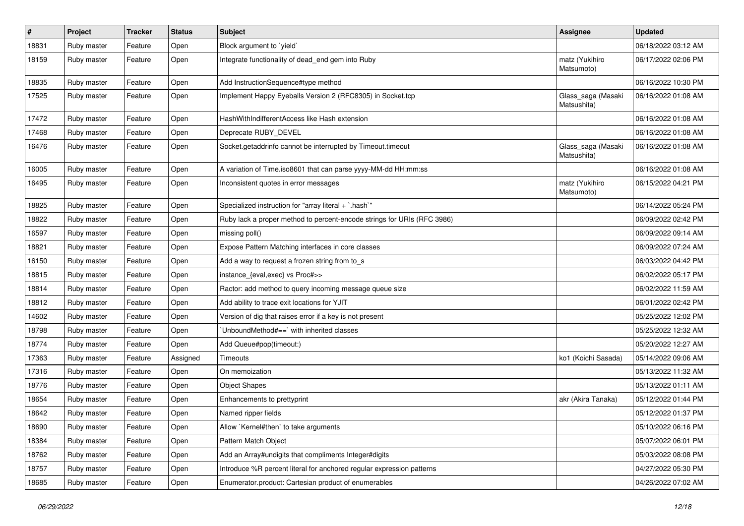| # | Project | Tracker | Status | Subject | Assignee | Updated |
|---|---|---|---|---|---|---|
| 18831 | Ruby master | Feature | Open | Block argument to `yield` | | 06/18/2022 03:12 AM |
| 18159 | Ruby master | Feature | Open | Integrate functionality of dead_end gem into Ruby | matz (Yukihiro Matsumoto) | 06/17/2022 02:06 PM |
| 18835 | Ruby master | Feature | Open | Add InstructionSequence#type method | | 06/16/2022 10:30 PM |
| 17525 | Ruby master | Feature | Open | Implement Happy Eyeballs Version 2 (RFC8305) in Socket.tcp | Glass_saga (Masaki Matsushita) | 06/16/2022 01:08 AM |
| 17472 | Ruby master | Feature | Open | HashWithIndifferentAccess like Hash extension | | 06/16/2022 01:08 AM |
| 17468 | Ruby master | Feature | Open | Deprecate RUBY_DEVEL | | 06/16/2022 01:08 AM |
| 16476 | Ruby master | Feature | Open | Socket.getaddrinfo cannot be interrupted by Timeout.timeout | Glass_saga (Masaki Matsushita) | 06/16/2022 01:08 AM |
| 16005 | Ruby master | Feature | Open | A variation of Time.iso8601 that can parse yyyy-MM-dd HH:mm:ss | | 06/16/2022 01:08 AM |
| 16495 | Ruby master | Feature | Open | Inconsistent quotes in error messages | matz (Yukihiro Matsumoto) | 06/15/2022 04:21 PM |
| 18825 | Ruby master | Feature | Open | Specialized instruction for "array literal + `.hash`" | | 06/14/2022 05:24 PM |
| 18822 | Ruby master | Feature | Open | Ruby lack a proper method to percent-encode strings for URIs (RFC 3986) | | 06/09/2022 02:42 PM |
| 16597 | Ruby master | Feature | Open | missing poll() | | 06/09/2022 09:14 AM |
| 18821 | Ruby master | Feature | Open | Expose Pattern Matching interfaces in core classes | | 06/09/2022 07:24 AM |
| 16150 | Ruby master | Feature | Open | Add a way to request a frozen string from to_s | | 06/03/2022 04:42 PM |
| 18815 | Ruby master | Feature | Open | instance_{eval,exec} vs Proc#>> | | 06/02/2022 05:17 PM |
| 18814 | Ruby master | Feature | Open | Ractor: add method to query incoming message queue size | | 06/02/2022 11:59 AM |
| 18812 | Ruby master | Feature | Open | Add ability to trace exit locations for YJIT | | 06/01/2022 02:42 PM |
| 14602 | Ruby master | Feature | Open | Version of dig that raises error if a key is not present | | 05/25/2022 12:02 PM |
| 18798 | Ruby master | Feature | Open | `UnboundMethod#==` with inherited classes | | 05/25/2022 12:32 AM |
| 18774 | Ruby master | Feature | Open | Add Queue#pop(timeout:) | | 05/20/2022 12:27 AM |
| 17363 | Ruby master | Feature | Assigned | Timeouts | ko1 (Koichi Sasada) | 05/14/2022 09:06 AM |
| 17316 | Ruby master | Feature | Open | On memoization | | 05/13/2022 11:32 AM |
| 18776 | Ruby master | Feature | Open | Object Shapes | | 05/13/2022 01:11 AM |
| 18654 | Ruby master | Feature | Open | Enhancements to prettyprint | akr (Akira Tanaka) | 05/12/2022 01:44 PM |
| 18642 | Ruby master | Feature | Open | Named ripper fields | | 05/12/2022 01:37 PM |
| 18690 | Ruby master | Feature | Open | Allow `Kernel#then` to take arguments | | 05/10/2022 06:16 PM |
| 18384 | Ruby master | Feature | Open | Pattern Match Object | | 05/07/2022 06:01 PM |
| 18762 | Ruby master | Feature | Open | Add an Array#undigits that compliments Integer#digits | | 05/03/2022 08:08 PM |
| 18757 | Ruby master | Feature | Open | Introduce %R percent literal for anchored regular expression patterns | | 04/27/2022 05:30 PM |
| 18685 | Ruby master | Feature | Open | Enumerator.product: Cartesian product of enumerables | | 04/26/2022 07:02 AM |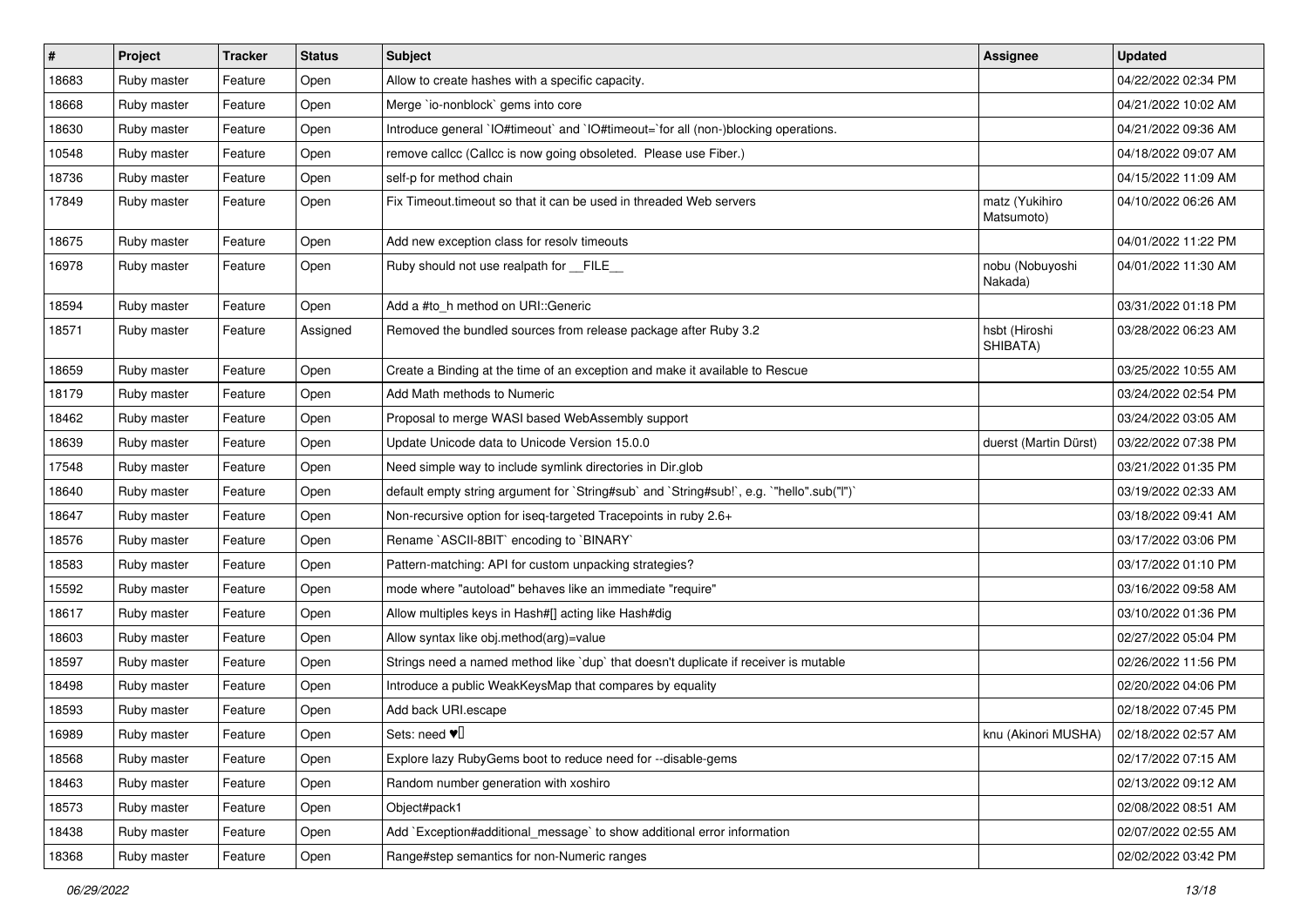| # | Project | Tracker | Status | Subject | Assignee | Updated |
| --- | --- | --- | --- | --- | --- | --- |
| 18683 | Ruby master | Feature | Open | Allow to create hashes with a specific capacity. | | 04/22/2022 02:34 PM |
| 18668 | Ruby master | Feature | Open | Merge `io-nonblock` gems into core | | 04/21/2022 10:02 AM |
| 18630 | Ruby master | Feature | Open | Introduce general `IO#timeout` and `IO#timeout=`for all (non-)blocking operations. | | 04/21/2022 09:36 AM |
| 10548 | Ruby master | Feature | Open | remove callcc (Callcc is now going obsoleted.  Please use Fiber.) | | 04/18/2022 09:07 AM |
| 18736 | Ruby master | Feature | Open | self-p for method chain | | 04/15/2022 11:09 AM |
| 17849 | Ruby master | Feature | Open | Fix Timeout.timeout so that it can be used in threaded Web servers | matz (Yukihiro Matsumoto) | 04/10/2022 06:26 AM |
| 18675 | Ruby master | Feature | Open | Add new exception class for resolv timeouts | | 04/01/2022 11:22 PM |
| 16978 | Ruby master | Feature | Open | Ruby should not use realpath for __FILE__ | nobu (Nobuyoshi Nakada) | 04/01/2022 11:30 AM |
| 18594 | Ruby master | Feature | Open | Add a #to_h method on URI::Generic | | 03/31/2022 01:18 PM |
| 18571 | Ruby master | Feature | Assigned | Removed the bundled sources from release package after Ruby 3.2 | hsbt (Hiroshi SHIBATA) | 03/28/2022 06:23 AM |
| 18659 | Ruby master | Feature | Open | Create a Binding at the time of an exception and make it available to Rescue | | 03/25/2022 10:55 AM |
| 18179 | Ruby master | Feature | Open | Add Math methods to Numeric | | 03/24/2022 02:54 PM |
| 18462 | Ruby master | Feature | Open | Proposal to merge WASI based WebAssembly support | | 03/24/2022 03:05 AM |
| 18639 | Ruby master | Feature | Open | Update Unicode data to Unicode Version 15.0.0 | duerst (Martin Dürst) | 03/22/2022 07:38 PM |
| 17548 | Ruby master | Feature | Open | Need simple way to include symlink directories in Dir.glob | | 03/21/2022 01:35 PM |
| 18640 | Ruby master | Feature | Open | default empty string argument for `String#sub` and `String#sub!`, e.g. `"hello".sub("l")` | | 03/19/2022 02:33 AM |
| 18647 | Ruby master | Feature | Open | Non-recursive option for iseq-targeted Tracepoints in ruby 2.6+ | | 03/18/2022 09:41 AM |
| 18576 | Ruby master | Feature | Open | Rename `ASCII-8BIT` encoding to `BINARY` | | 03/17/2022 03:06 PM |
| 18583 | Ruby master | Feature | Open | Pattern-matching: API for custom unpacking strategies? | | 03/17/2022 01:10 PM |
| 15592 | Ruby master | Feature | Open | mode where "autoload" behaves like an immediate "require" | | 03/16/2022 09:58 AM |
| 18617 | Ruby master | Feature | Open | Allow multiples keys in Hash#[] acting like Hash#dig | | 03/10/2022 01:36 PM |
| 18603 | Ruby master | Feature | Open | Allow syntax like obj.method(arg)=value | | 02/27/2022 05:04 PM |
| 18597 | Ruby master | Feature | Open | Strings need a named method like `dup` that doesn't duplicate if receiver is mutable | | 02/26/2022 11:56 PM |
| 18498 | Ruby master | Feature | Open | Introduce a public WeakKeysMap that compares by equality | | 02/20/2022 04:06 PM |
| 18593 | Ruby master | Feature | Open | Add back URI.escape | | 02/18/2022 07:45 PM |
| 16989 | Ruby master | Feature | Open | Sets: need ♥️ | knu (Akinori MUSHA) | 02/18/2022 02:57 AM |
| 18568 | Ruby master | Feature | Open | Explore lazy RubyGems boot to reduce need for --disable-gems | | 02/17/2022 07:15 AM |
| 18463 | Ruby master | Feature | Open | Random number generation with xoshiro | | 02/13/2022 09:12 AM |
| 18573 | Ruby master | Feature | Open | Object#pack1 | | 02/08/2022 08:51 AM |
| 18438 | Ruby master | Feature | Open | Add `Exception#additional_message` to show additional error information | | 02/07/2022 02:55 AM |
| 18368 | Ruby master | Feature | Open | Range#step semantics for non-Numeric ranges | | 02/02/2022 03:42 PM |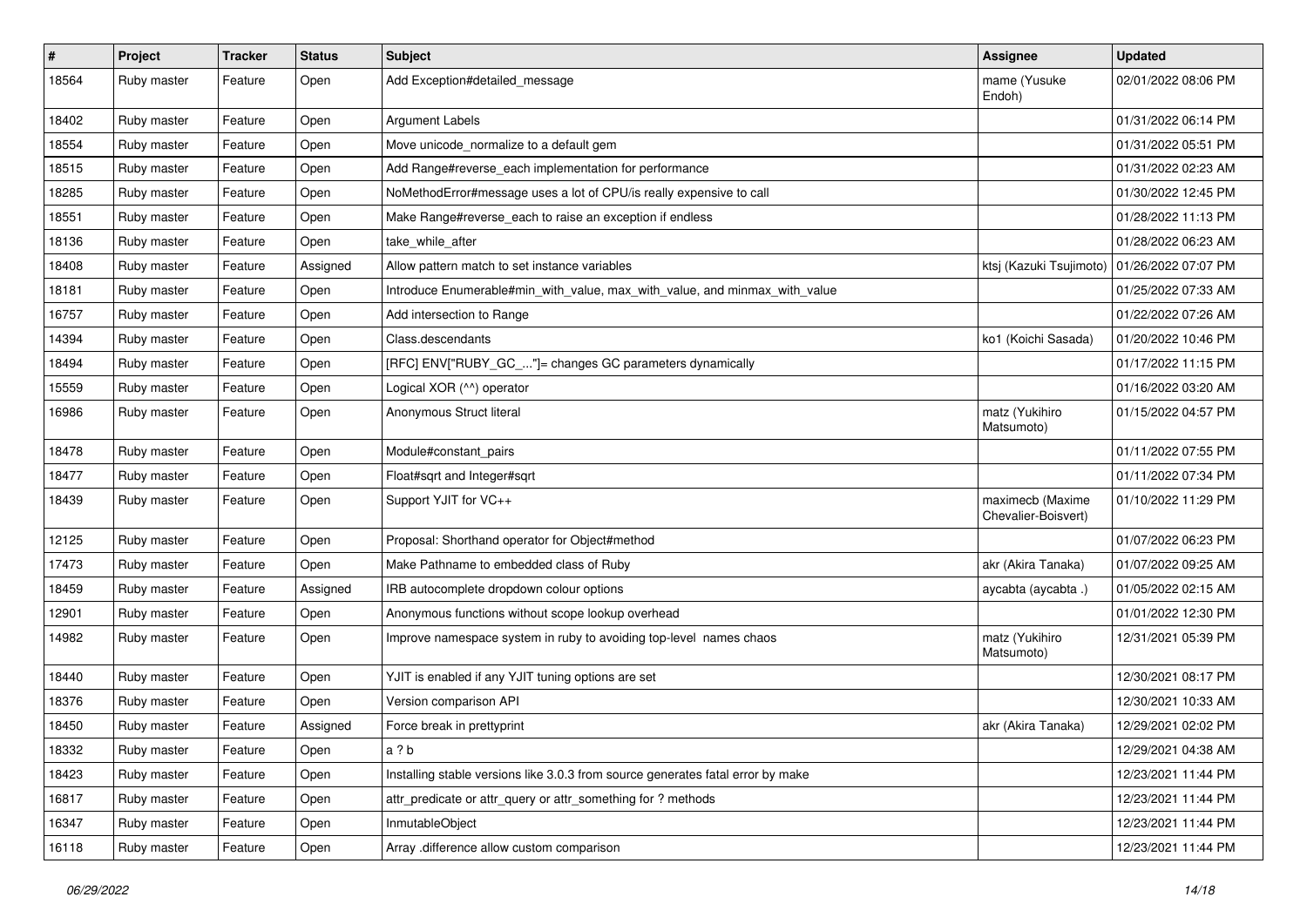| # | Project | Tracker | Status | Subject | Assignee | Updated |
|---|---|---|---|---|---|---|
| 18564 | Ruby master | Feature | Open | Add Exception#detailed_message | mame (Yusuke Endoh) | 02/01/2022 08:06 PM |
| 18402 | Ruby master | Feature | Open | Argument Labels | | 01/31/2022 06:14 PM |
| 18554 | Ruby master | Feature | Open | Move unicode_normalize to a default gem | | 01/31/2022 05:51 PM |
| 18515 | Ruby master | Feature | Open | Add Range#reverse_each implementation for performance | | 01/31/2022 02:23 AM |
| 18285 | Ruby master | Feature | Open | NoMethodError#message uses a lot of CPU/is really expensive to call | | 01/30/2022 12:45 PM |
| 18551 | Ruby master | Feature | Open | Make Range#reverse_each to raise an exception if endless | | 01/28/2022 11:13 PM |
| 18136 | Ruby master | Feature | Open | take_while_after | | 01/28/2022 06:23 AM |
| 18408 | Ruby master | Feature | Assigned | Allow pattern match to set instance variables | ktsj (Kazuki Tsujimoto) | 01/26/2022 07:07 PM |
| 18181 | Ruby master | Feature | Open | Introduce Enumerable#min_with_value, max_with_value, and minmax_with_value | | 01/25/2022 07:33 AM |
| 16757 | Ruby master | Feature | Open | Add intersection to Range | | 01/22/2022 07:26 AM |
| 14394 | Ruby master | Feature | Open | Class.descendants | ko1 (Koichi Sasada) | 01/20/2022 10:46 PM |
| 18494 | Ruby master | Feature | Open | [RFC] ENV["RUBY_GC_..."]= changes GC parameters dynamically | | 01/17/2022 11:15 PM |
| 15559 | Ruby master | Feature | Open | Logical XOR (^^) operator | | 01/16/2022 03:20 AM |
| 16986 | Ruby master | Feature | Open | Anonymous Struct literal | matz (Yukihiro Matsumoto) | 01/15/2022 04:57 PM |
| 18478 | Ruby master | Feature | Open | Module#constant_pairs | | 01/11/2022 07:55 PM |
| 18477 | Ruby master | Feature | Open | Float#sqrt and Integer#sqrt | | 01/11/2022 07:34 PM |
| 18439 | Ruby master | Feature | Open | Support YJIT for VC++ | maximecb (Maxime Chevalier-Boisvert) | 01/10/2022 11:29 PM |
| 12125 | Ruby master | Feature | Open | Proposal: Shorthand operator for Object#method | | 01/07/2022 06:23 PM |
| 17473 | Ruby master | Feature | Open | Make Pathname to embedded class of Ruby | akr (Akira Tanaka) | 01/07/2022 09:25 AM |
| 18459 | Ruby master | Feature | Assigned | IRB autocomplete dropdown colour options | aycabta (aycabta .) | 01/05/2022 02:15 AM |
| 12901 | Ruby master | Feature | Open | Anonymous functions without scope lookup overhead | | 01/01/2022 12:30 PM |
| 14982 | Ruby master | Feature | Open | Improve namespace system in ruby to avoiding top-level names chaos | matz (Yukihiro Matsumoto) | 12/31/2021 05:39 PM |
| 18440 | Ruby master | Feature | Open | YJIT is enabled if any YJIT tuning options are set | | 12/30/2021 08:17 PM |
| 18376 | Ruby master | Feature | Open | Version comparison API | | 12/30/2021 10:33 AM |
| 18450 | Ruby master | Feature | Assigned | Force break in prettyprint | akr (Akira Tanaka) | 12/29/2021 02:02 PM |
| 18332 | Ruby master | Feature | Open | a ? b | | 12/29/2021 04:38 AM |
| 18423 | Ruby master | Feature | Open | Installing stable versions like 3.0.3 from source generates fatal error by make | | 12/23/2021 11:44 PM |
| 16817 | Ruby master | Feature | Open | attr_predicate or attr_query or attr_something for ? methods | | 12/23/2021 11:44 PM |
| 16347 | Ruby master | Feature | Open | InmutableObject | | 12/23/2021 11:44 PM |
| 16118 | Ruby master | Feature | Open | Array .difference allow custom comparison | | 12/23/2021 11:44 PM |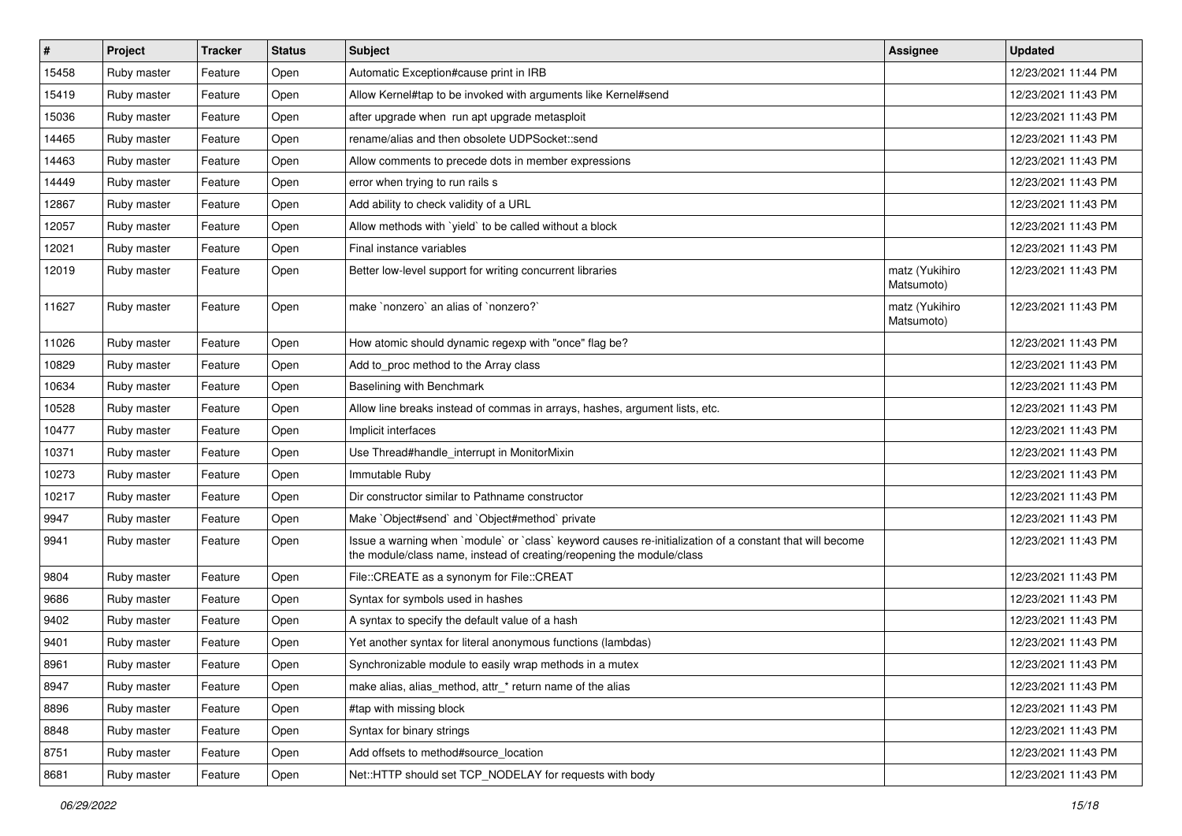| # | Project | Tracker | Status | Subject | Assignee | Updated |
|---|---|---|---|---|---|---|
| 15458 | Ruby master | Feature | Open | Automatic Exception#cause print in IRB | | 12/23/2021 11:44 PM |
| 15419 | Ruby master | Feature | Open | Allow Kernel#tap to be invoked with arguments like Kernel#send | | 12/23/2021 11:43 PM |
| 15036 | Ruby master | Feature | Open | after upgrade when  run apt upgrade metasploit | | 12/23/2021 11:43 PM |
| 14465 | Ruby master | Feature | Open | rename/alias and then obsolete UDPSocket::send | | 12/23/2021 11:43 PM |
| 14463 | Ruby master | Feature | Open | Allow comments to precede dots in member expressions | | 12/23/2021 11:43 PM |
| 14449 | Ruby master | Feature | Open | error when trying to run rails s | | 12/23/2021 11:43 PM |
| 12867 | Ruby master | Feature | Open | Add ability to check validity of a URL | | 12/23/2021 11:43 PM |
| 12057 | Ruby master | Feature | Open | Allow methods with `yield` to be called without a block | | 12/23/2021 11:43 PM |
| 12021 | Ruby master | Feature | Open | Final instance variables | | 12/23/2021 11:43 PM |
| 12019 | Ruby master | Feature | Open | Better low-level support for writing concurrent libraries | matz (Yukihiro Matsumoto) | 12/23/2021 11:43 PM |
| 11627 | Ruby master | Feature | Open | make `nonzero` an alias of `nonzero?` | matz (Yukihiro Matsumoto) | 12/23/2021 11:43 PM |
| 11026 | Ruby master | Feature | Open | How atomic should dynamic regexp with "once" flag be? | | 12/23/2021 11:43 PM |
| 10829 | Ruby master | Feature | Open | Add to_proc method to the Array class | | 12/23/2021 11:43 PM |
| 10634 | Ruby master | Feature | Open | Baselining with Benchmark | | 12/23/2021 11:43 PM |
| 10528 | Ruby master | Feature | Open | Allow line breaks instead of commas in arrays, hashes, argument lists, etc. | | 12/23/2021 11:43 PM |
| 10477 | Ruby master | Feature | Open | Implicit interfaces | | 12/23/2021 11:43 PM |
| 10371 | Ruby master | Feature | Open | Use Thread#handle_interrupt in MonitorMixin | | 12/23/2021 11:43 PM |
| 10273 | Ruby master | Feature | Open | Immutable Ruby | | 12/23/2021 11:43 PM |
| 10217 | Ruby master | Feature | Open | Dir constructor similar to Pathname constructor | | 12/23/2021 11:43 PM |
| 9947 | Ruby master | Feature | Open | Make `Object#send` and `Object#method` private | | 12/23/2021 11:43 PM |
| 9941 | Ruby master | Feature | Open | Issue a warning when `module` or `class` keyword causes re-initialization of a constant that will become the module/class name, instead of creating/reopening the module/class | | 12/23/2021 11:43 PM |
| 9804 | Ruby master | Feature | Open | File::CREATE as a synonym for File::CREAT | | 12/23/2021 11:43 PM |
| 9686 | Ruby master | Feature | Open | Syntax for symbols used in hashes | | 12/23/2021 11:43 PM |
| 9402 | Ruby master | Feature | Open | A syntax to specify the default value of a hash | | 12/23/2021 11:43 PM |
| 9401 | Ruby master | Feature | Open | Yet another syntax for literal anonymous functions (lambdas) | | 12/23/2021 11:43 PM |
| 8961 | Ruby master | Feature | Open | Synchronizable module to easily wrap methods in a mutex | | 12/23/2021 11:43 PM |
| 8947 | Ruby master | Feature | Open | make alias, alias_method, attr_* return name of the alias | | 12/23/2021 11:43 PM |
| 8896 | Ruby master | Feature | Open | #tap with missing block | | 12/23/2021 11:43 PM |
| 8848 | Ruby master | Feature | Open | Syntax for binary strings | | 12/23/2021 11:43 PM |
| 8751 | Ruby master | Feature | Open | Add offsets to method#source_location | | 12/23/2021 11:43 PM |
| 8681 | Ruby master | Feature | Open | Net::HTTP should set TCP_NODELAY for requests with body | | 12/23/2021 11:43 PM |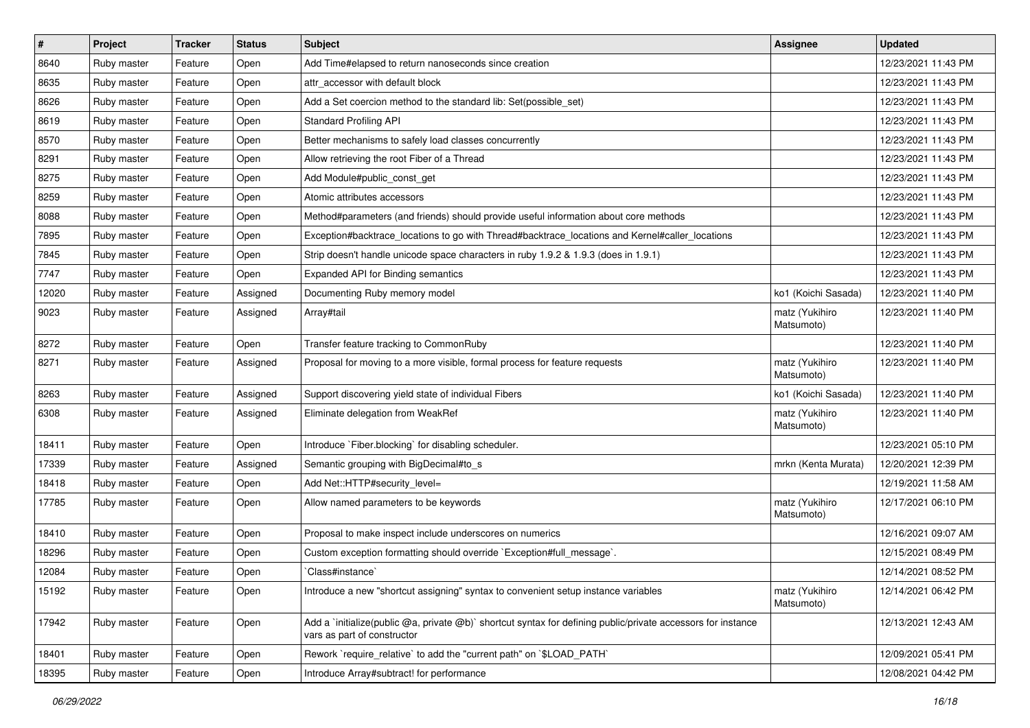| # | Project | Tracker | Status | Subject | Assignee | Updated |
|---|---|---|---|---|---|---|
| 8640 | Ruby master | Feature | Open | Add Time#elapsed to return nanoseconds since creation | | 12/23/2021 11:43 PM |
| 8635 | Ruby master | Feature | Open | attr_accessor with default block | | 12/23/2021 11:43 PM |
| 8626 | Ruby master | Feature | Open | Add a Set coercion method to the standard lib: Set(possible_set) | | 12/23/2021 11:43 PM |
| 8619 | Ruby master | Feature | Open | Standard Profiling API | | 12/23/2021 11:43 PM |
| 8570 | Ruby master | Feature | Open | Better mechanisms to safely load classes concurrently | | 12/23/2021 11:43 PM |
| 8291 | Ruby master | Feature | Open | Allow retrieving the root Fiber of a Thread | | 12/23/2021 11:43 PM |
| 8275 | Ruby master | Feature | Open | Add Module#public_const_get | | 12/23/2021 11:43 PM |
| 8259 | Ruby master | Feature | Open | Atomic attributes accessors | | 12/23/2021 11:43 PM |
| 8088 | Ruby master | Feature | Open | Method#parameters (and friends) should provide useful information about core methods | | 12/23/2021 11:43 PM |
| 7895 | Ruby master | Feature | Open | Exception#backtrace_locations to go with Thread#backtrace_locations and Kernel#caller_locations | | 12/23/2021 11:43 PM |
| 7845 | Ruby master | Feature | Open | Strip doesn't handle unicode space characters in ruby 1.9.2 & 1.9.3 (does in 1.9.1) | | 12/23/2021 11:43 PM |
| 7747 | Ruby master | Feature | Open | Expanded API for Binding semantics | | 12/23/2021 11:43 PM |
| 12020 | Ruby master | Feature | Assigned | Documenting Ruby memory model | ko1 (Koichi Sasada) | 12/23/2021 11:40 PM |
| 9023 | Ruby master | Feature | Assigned | Array#tail | matz (Yukihiro Matsumoto) | 12/23/2021 11:40 PM |
| 8272 | Ruby master | Feature | Open | Transfer feature tracking to CommonRuby | | 12/23/2021 11:40 PM |
| 8271 | Ruby master | Feature | Assigned | Proposal for moving to a more visible, formal process for feature requests | matz (Yukihiro Matsumoto) | 12/23/2021 11:40 PM |
| 8263 | Ruby master | Feature | Assigned | Support discovering yield state of individual Fibers | ko1 (Koichi Sasada) | 12/23/2021 11:40 PM |
| 6308 | Ruby master | Feature | Assigned | Eliminate delegation from WeakRef | matz (Yukihiro Matsumoto) | 12/23/2021 11:40 PM |
| 18411 | Ruby master | Feature | Open | Introduce `Fiber.blocking` for disabling scheduler. | | 12/23/2021 05:10 PM |
| 17339 | Ruby master | Feature | Assigned | Semantic grouping with BigDecimal#to_s | mrkn (Kenta Murata) | 12/20/2021 12:39 PM |
| 18418 | Ruby master | Feature | Open | Add Net::HTTP#security_level= | | 12/19/2021 11:58 AM |
| 17785 | Ruby master | Feature | Open | Allow named parameters to be keywords | matz (Yukihiro Matsumoto) | 12/17/2021 06:10 PM |
| 18410 | Ruby master | Feature | Open | Proposal to make inspect include underscores on numerics | | 12/16/2021 09:07 AM |
| 18296 | Ruby master | Feature | Open | Custom exception formatting should override `Exception#full_message`. | | 12/15/2021 08:49 PM |
| 12084 | Ruby master | Feature | Open | `Class#instance` | | 12/14/2021 08:52 PM |
| 15192 | Ruby master | Feature | Open | Introduce a new "shortcut assigning" syntax to convenient setup instance variables | matz (Yukihiro Matsumoto) | 12/14/2021 06:42 PM |
| 17942 | Ruby master | Feature | Open | Add a `initialize(public @a, private @b)` shortcut syntax for defining public/private accessors for instance vars as part of constructor | | 12/13/2021 12:43 AM |
| 18401 | Ruby master | Feature | Open | Rework `require_relative` to add the "current path" on `$LOAD_PATH` | | 12/09/2021 05:41 PM |
| 18395 | Ruby master | Feature | Open | Introduce Array#subtract! for performance | | 12/08/2021 04:42 PM |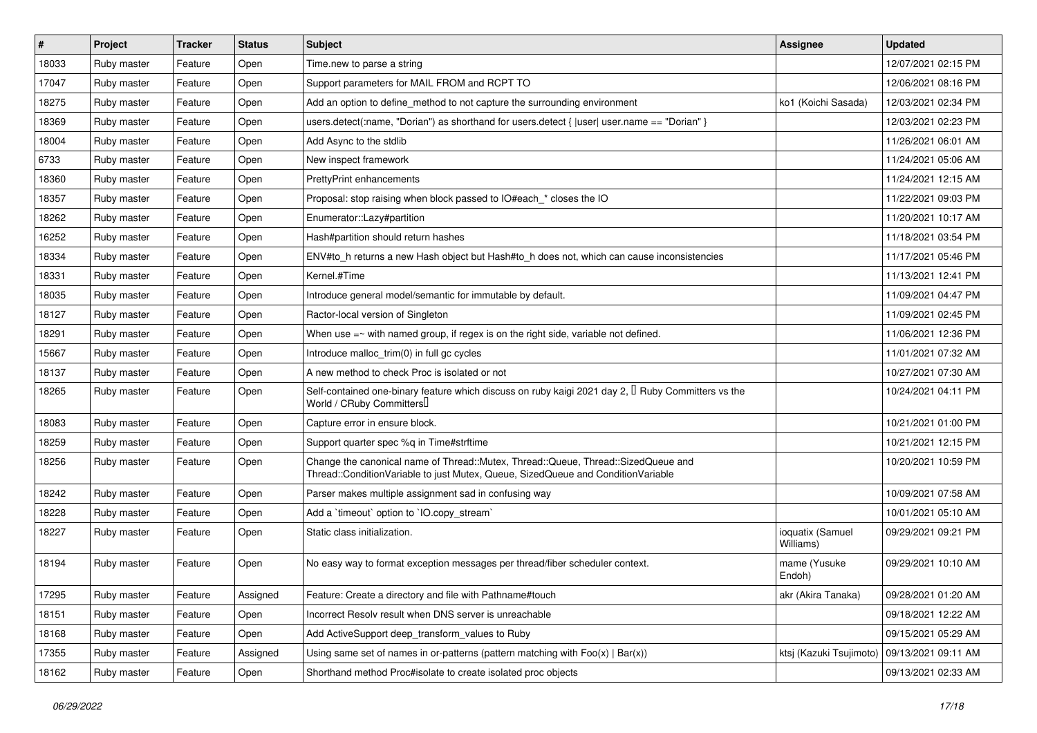| # | Project | Tracker | Status | Subject | Assignee | Updated |
|---|---|---|---|---|---|---|
| 18033 | Ruby master | Feature | Open | Time.new to parse a string | | 12/07/2021 02:15 PM |
| 17047 | Ruby master | Feature | Open | Support parameters for MAIL FROM and RCPT TO | | 12/06/2021 08:16 PM |
| 18275 | Ruby master | Feature | Open | Add an option to define_method to not capture the surrounding environment | ko1 (Koichi Sasada) | 12/03/2021 02:34 PM |
| 18369 | Ruby master | Feature | Open | users.detect(:name, "Dorian") as shorthand for users.detect { \|user\| user.name == "Dorian" } | | 12/03/2021 02:23 PM |
| 18004 | Ruby master | Feature | Open | Add Async to the stdlib | | 11/26/2021 06:01 AM |
| 6733 | Ruby master | Feature | Open | New inspect framework | | 11/24/2021 05:06 AM |
| 18360 | Ruby master | Feature | Open | PrettyPrint enhancements | | 11/24/2021 12:15 AM |
| 18357 | Ruby master | Feature | Open | Proposal: stop raising when block passed to IO#each_* closes the IO | | 11/22/2021 09:03 PM |
| 18262 | Ruby master | Feature | Open | Enumerator::Lazy#partition | | 11/20/2021 10:17 AM |
| 16252 | Ruby master | Feature | Open | Hash#partition should return hashes | | 11/18/2021 03:54 PM |
| 18334 | Ruby master | Feature | Open | ENV#to_h returns a new Hash object but Hash#to_h does not, which can cause inconsistencies | | 11/17/2021 05:46 PM |
| 18331 | Ruby master | Feature | Open | Kernel.#Time | | 11/13/2021 12:41 PM |
| 18035 | Ruby master | Feature | Open | Introduce general model/semantic for immutable by default. | | 11/09/2021 04:47 PM |
| 18127 | Ruby master | Feature | Open | Ractor-local version of Singleton | | 11/09/2021 02:45 PM |
| 18291 | Ruby master | Feature | Open | When use =~ with named group, if regex is on the right side, variable not defined. | | 11/06/2021 12:36 PM |
| 15667 | Ruby master | Feature | Open | Introduce malloc_trim(0) in full gc cycles | | 11/01/2021 07:32 AM |
| 18137 | Ruby master | Feature | Open | A new method to check Proc is isolated or not | | 10/27/2021 07:30 AM |
| 18265 | Ruby master | Feature | Open | Self-contained one-binary feature which discuss on ruby kaigi 2021 day 2, 「Ruby Committers vs the World / CRuby Committers」 | | 10/24/2021 04:11 PM |
| 18083 | Ruby master | Feature | Open | Capture error in ensure block. | | 10/21/2021 01:00 PM |
| 18259 | Ruby master | Feature | Open | Support quarter spec %q in Time#strftime | | 10/21/2021 12:15 PM |
| 18256 | Ruby master | Feature | Open | Change the canonical name of Thread::Mutex, Thread::Queue, Thread::SizedQueue and Thread::ConditionVariable to just Mutex, Queue, SizedQueue and ConditionVariable | | 10/20/2021 10:59 PM |
| 18242 | Ruby master | Feature | Open | Parser makes multiple assignment sad in confusing way | | 10/09/2021 07:58 AM |
| 18228 | Ruby master | Feature | Open | Add a `timeout` option to `IO.copy_stream` | | 10/01/2021 05:10 AM |
| 18227 | Ruby master | Feature | Open | Static class initialization. | ioquatix (Samuel Williams) | 09/29/2021 09:21 PM |
| 18194 | Ruby master | Feature | Open | No easy way to format exception messages per thread/fiber scheduler context. | mame (Yusuke Endoh) | 09/29/2021 10:10 AM |
| 17295 | Ruby master | Feature | Assigned | Feature: Create a directory and file with Pathname#touch | akr (Akira Tanaka) | 09/28/2021 01:20 AM |
| 18151 | Ruby master | Feature | Open | Incorrect Resolv result when DNS server is unreachable | | 09/18/2021 12:22 AM |
| 18168 | Ruby master | Feature | Open | Add ActiveSupport deep_transform_values to Ruby | | 09/15/2021 05:29 AM |
| 17355 | Ruby master | Feature | Assigned | Using same set of names in or-patterns (pattern matching with Foo(x) \| Bar(x)) | ktsj (Kazuki Tsujimoto) | 09/13/2021 09:11 AM |
| 18162 | Ruby master | Feature | Open | Shorthand method Proc#isolate to create isolated proc objects | | 09/13/2021 02:33 AM |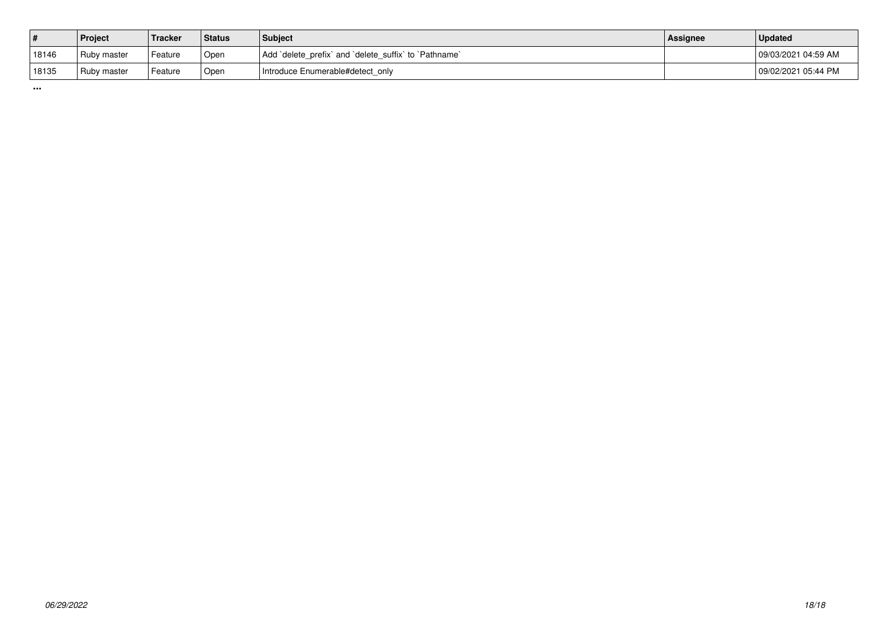| # | Project | Tracker | Status | Subject | Assignee | Updated |
|---|---|---|---|---|---|---|
| 18146 | Ruby master | Feature | Open | Add `delete_prefix` and `delete_suffix` to `Pathname` | | 09/03/2021 04:59 AM |
| 18135 | Ruby master | Feature | Open | Introduce Enumerable#detect_only | | 09/02/2021 05:44 PM |

...